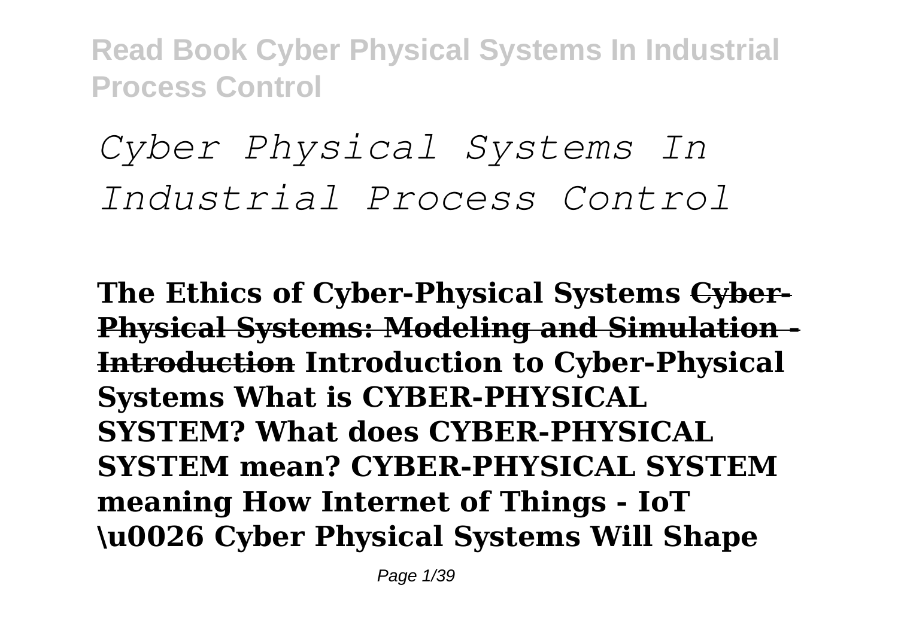# *Cyber Physical Systems In Industrial Process Control*

**The Ethics of Cyber-Physical Systems** ~~**Cyber-Physical Systems: Modeling and Simulation - Introduction**~~ **Introduction to Cyber-Physical Systems What is CYBER-PHYSICAL SYSTEM? What does CYBER-PHYSICAL SYSTEM mean? CYBER-PHYSICAL SYSTEM meaning How Internet of Things - IoT \u0026 Cyber Physical Systems Will Shape**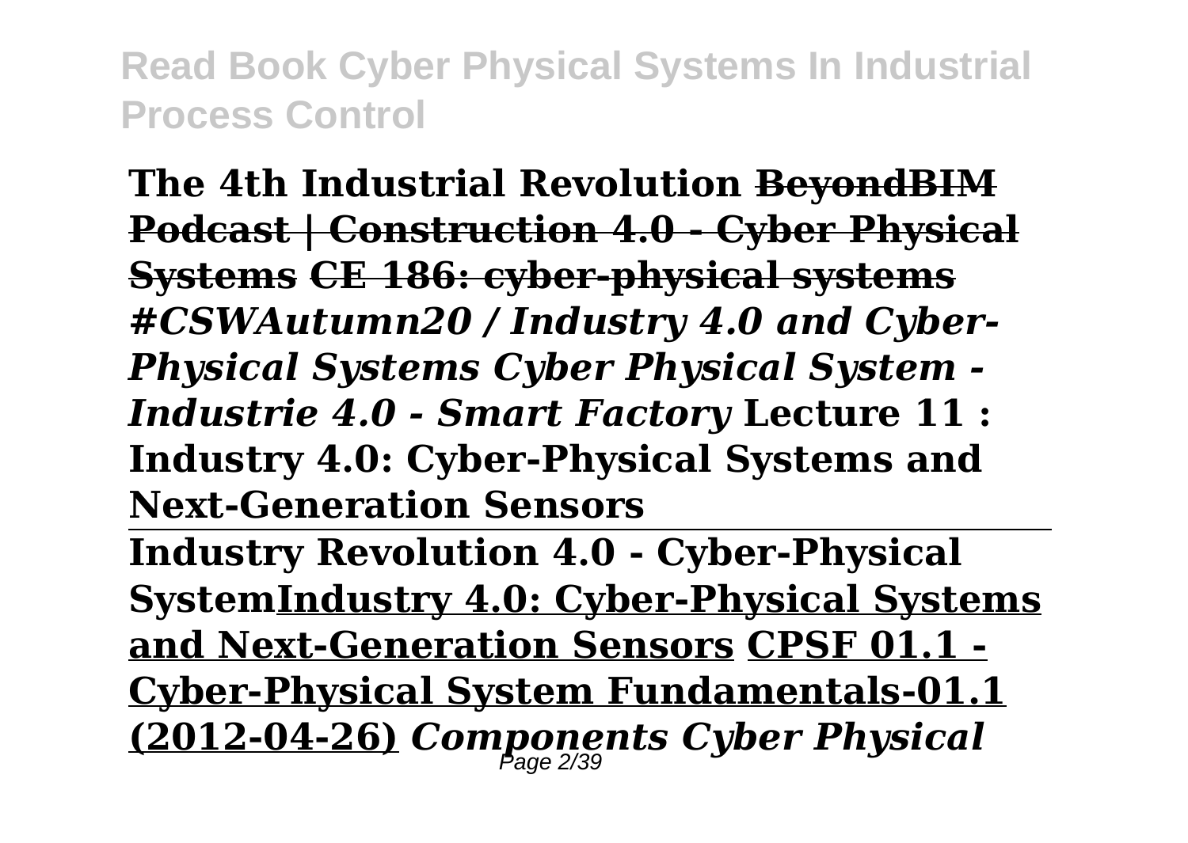**The 4th Industrial Revolution** ~~**BeyondBIM Podcast | Construction 4.0 - Cyber Physical Systems**~~ ~~**CE 186: cyber-physical systems**~~ ***#CSWAutumn20 / Industry 4.0 and Cyber-Physical Systems Cyber Physical System - Industrie 4.0 - Smart Factory*** **Lecture 11 : Industry 4.0: Cyber-Physical Systems and Next-Generation Sensors**

---

**Industry Revolution 4.0 - Cyber-Physical System**<u>**Industry 4.0: Cyber-Physical Systems and Next-Generation Sensors**</u> <u>**CPSF 01.1 - Cyber-Physical System Fundamentals-01.1 (2012-04-26)**</u> ***Components Cyber Physical***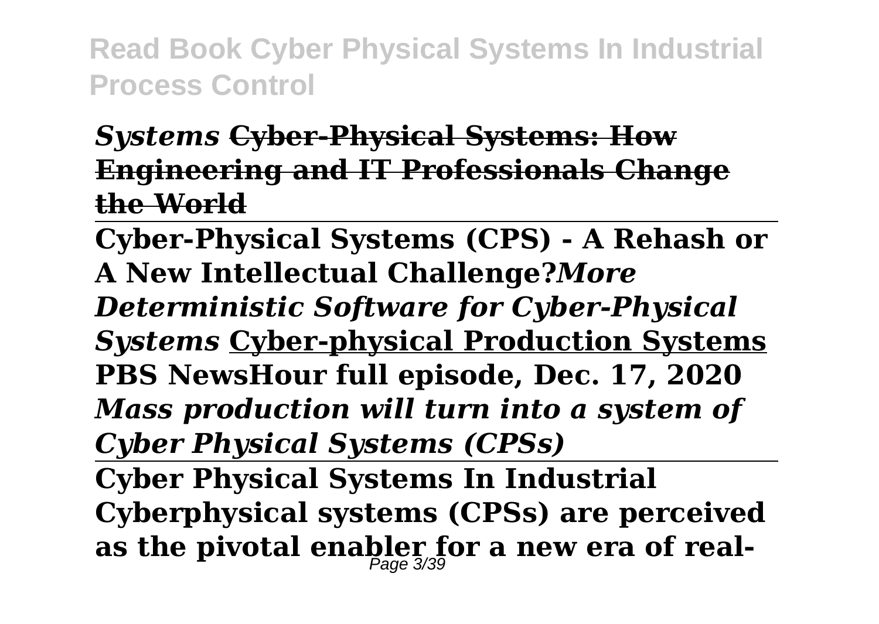*Systems* **Cyber-Physical Systems: How Engineering and IT Professionals Change the World**

**Cyber-Physical Systems (CPS) - A Rehash or A New Intellectual Challenge?** ***More Deterministic Software for Cyber-Physical Systems*** **Cyber-physical Production Systems** **PBS NewsHour full episode, Dec. 17, 2020** ***Mass production will turn into a system of Cyber Physical Systems (CPSs)***

**Cyber Physical Systems In Industrial**

**Cyberphysical systems (CPSs) are perceived as the pivotal enabler for a new era of real-**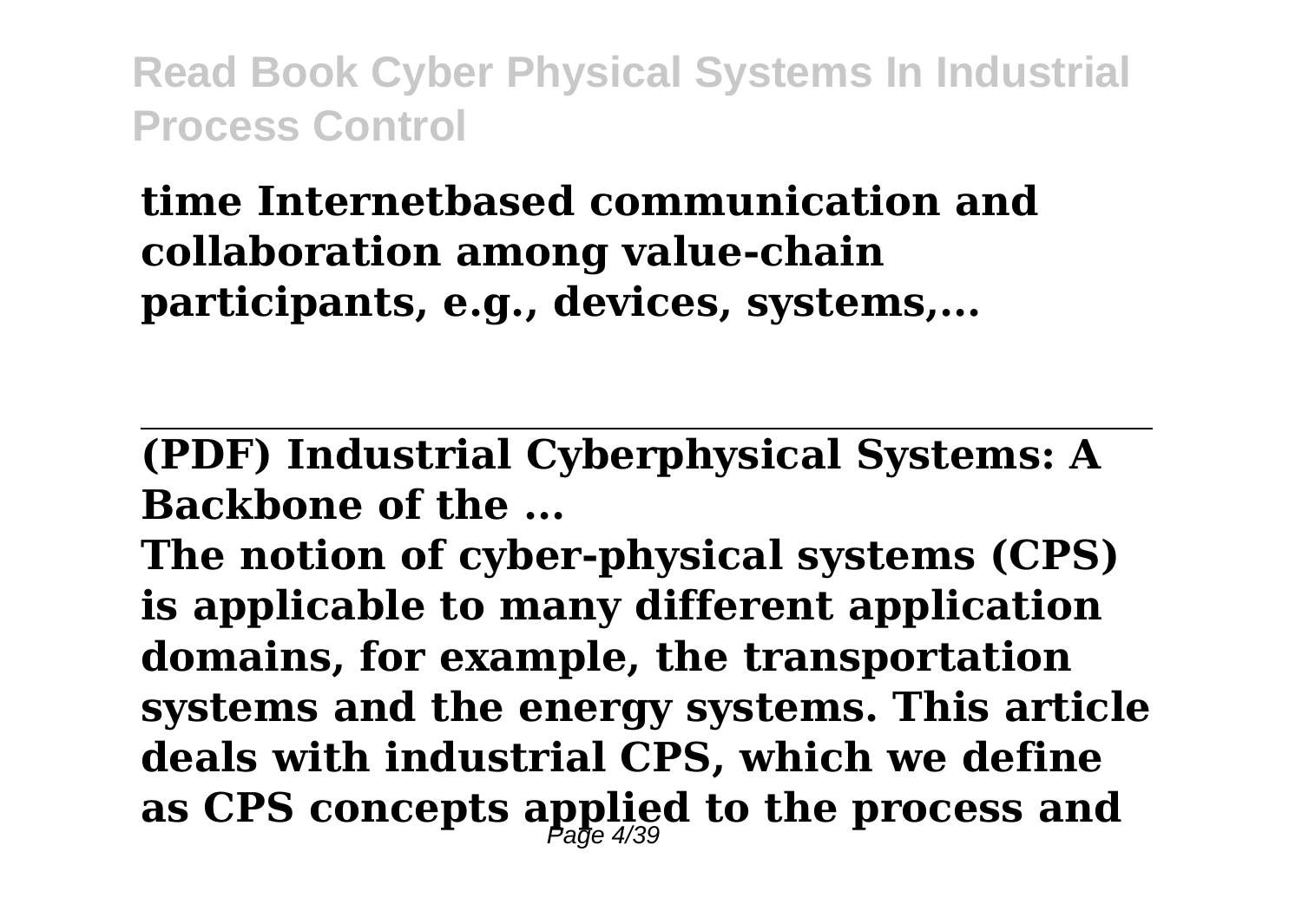**time Internetbased communication and collaboration among value-chain participants, e.g., devices, systems,...**

---

**(PDF) Industrial Cyberphysical Systems: A Backbone of the ...**

**The notion of cyber-physical systems (CPS) is applicable to many different application domains, for example, the transportation systems and the energy systems. This article deals with industrial CPS, which we define as CPS concepts applied to the process and**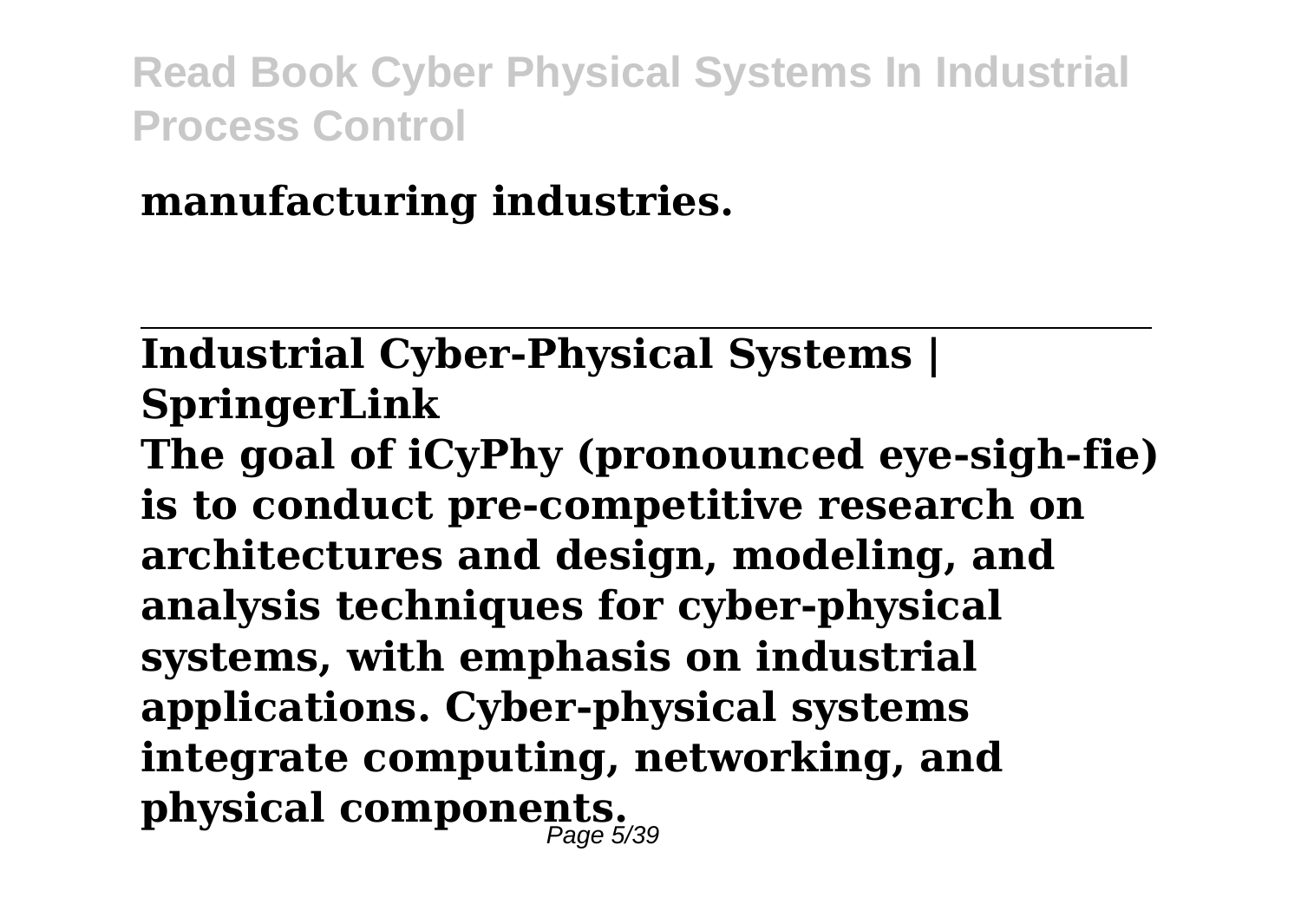**manufacturing industries.**

---

**Industrial Cyber-Physical Systems | SpringerLink**

**The goal of iCyPhy (pronounced eye-sigh-fie) is to conduct pre-competitive research on architectures and design, modeling, and analysis techniques for cyber-physical systems, with emphasis on industrial applications. Cyber-physical systems integrate computing, networking, and physical components.**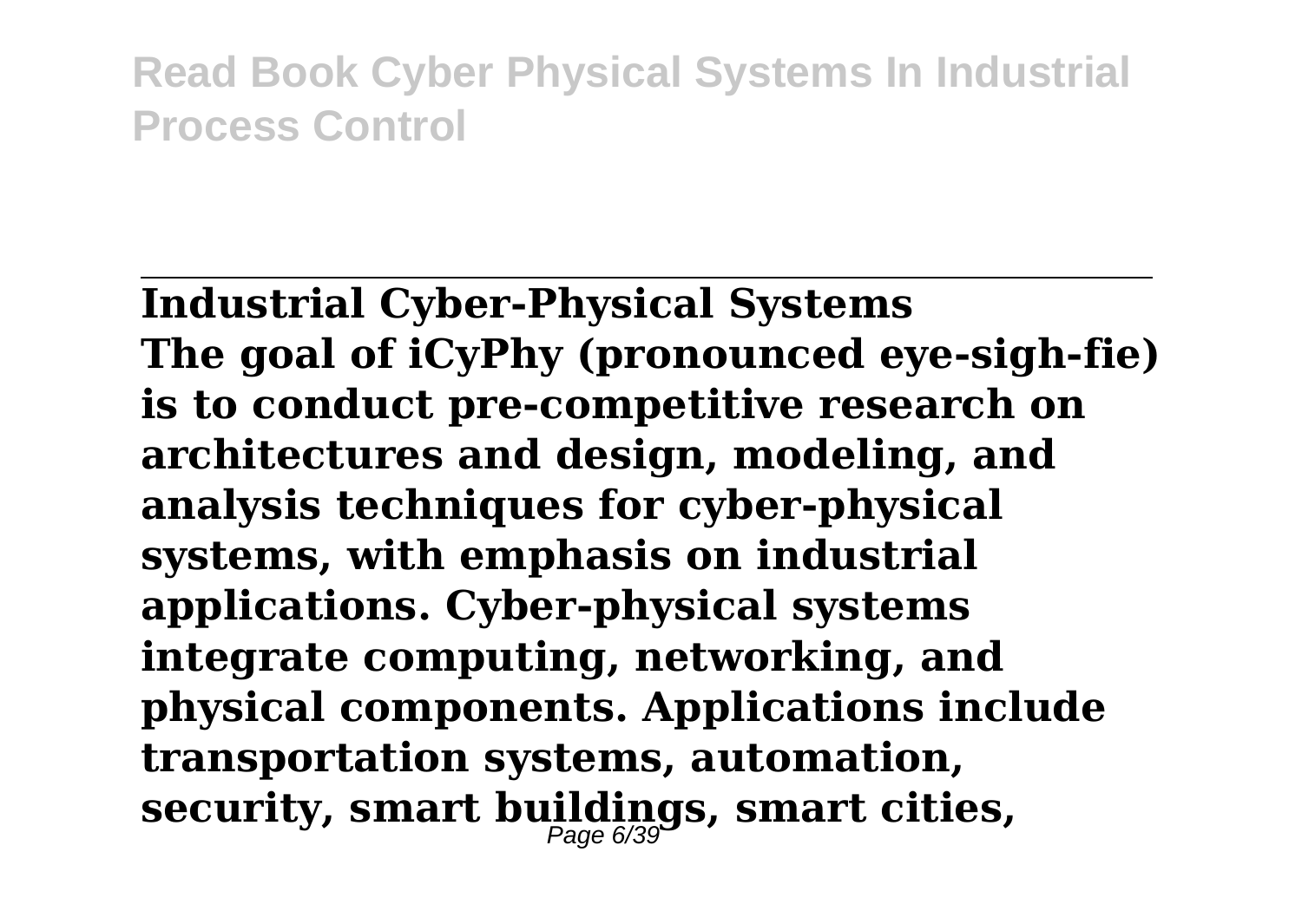## Industrial Cyber-Physical Systems

**The goal of iCyPhy (pronounced eye-sigh-fie) is to conduct pre-competitive research on architectures and design, modeling, and analysis techniques for cyber-physical systems, with emphasis on industrial applications. Cyber-physical systems integrate computing, networking, and physical components. Applications include transportation systems, automation, security, smart buildings, smart cities,**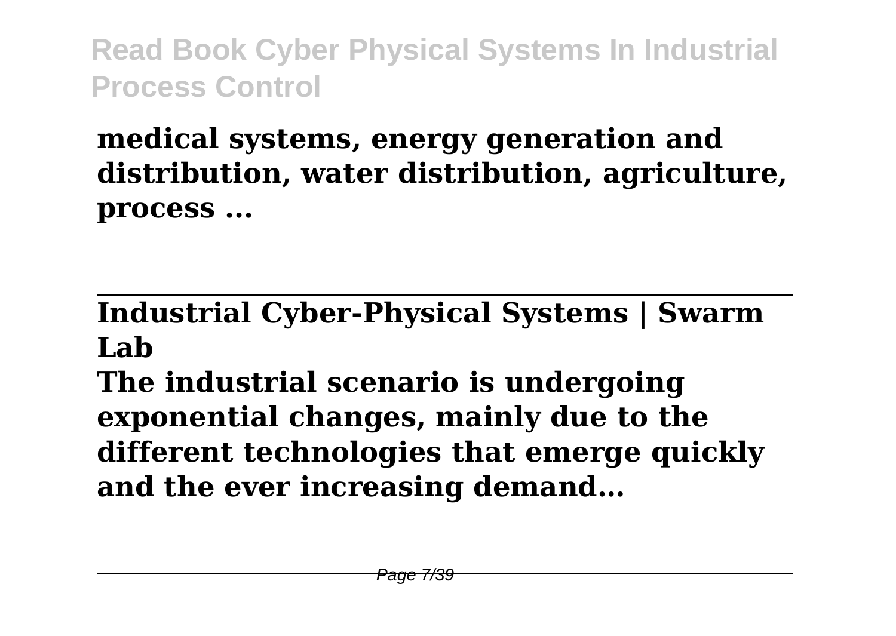**medical systems, energy generation and distribution, water distribution, agriculture, process ...**

## Industrial Cyber-Physical Systems | Swarm Lab

**The industrial scenario is undergoing exponential changes, mainly due to the different technologies that emerge quickly and the ever increasing demand…**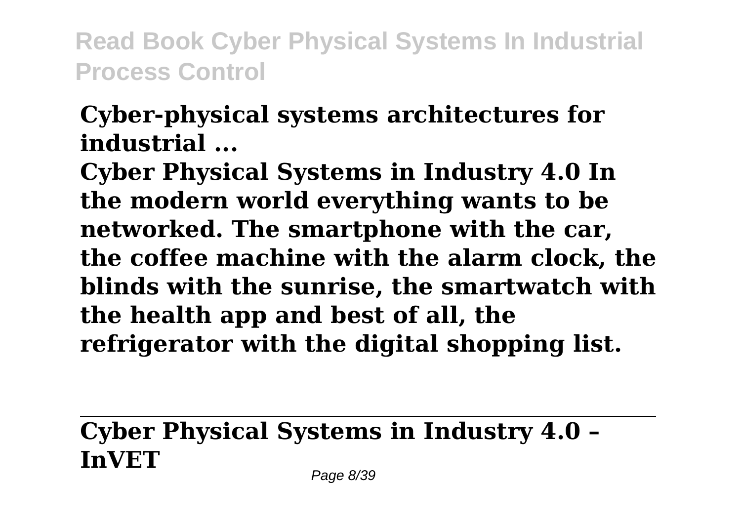**Cyber-physical systems architectures for industrial ...**

**Cyber Physical Systems in Industry 4.0 In the modern world everything wants to be networked. The smartphone with the car, the coffee machine with the alarm clock, the blinds with the sunrise, the smartwatch with the health app and best of all, the refrigerator with the digital shopping list.**

---

**Cyber Physical Systems in Industry 4.0 – InVET**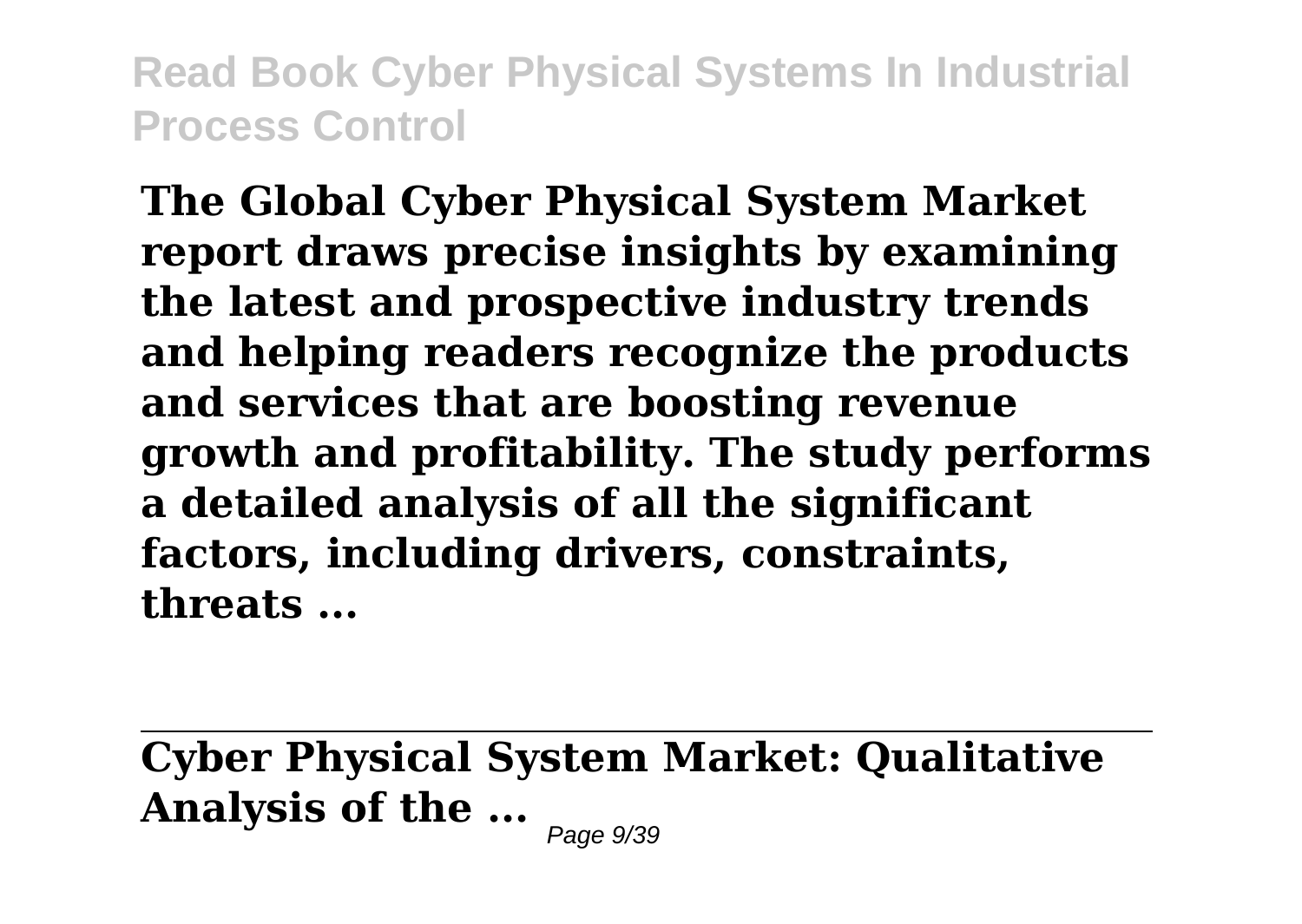**The Global Cyber Physical System Market report draws precise insights by examining the latest and prospective industry trends and helping readers recognize the products and services that are boosting revenue growth and profitability. The study performs a detailed analysis of all the significant factors, including drivers, constraints, threats ...**

---

**Cyber Physical System Market: Qualitative Analysis of the ...**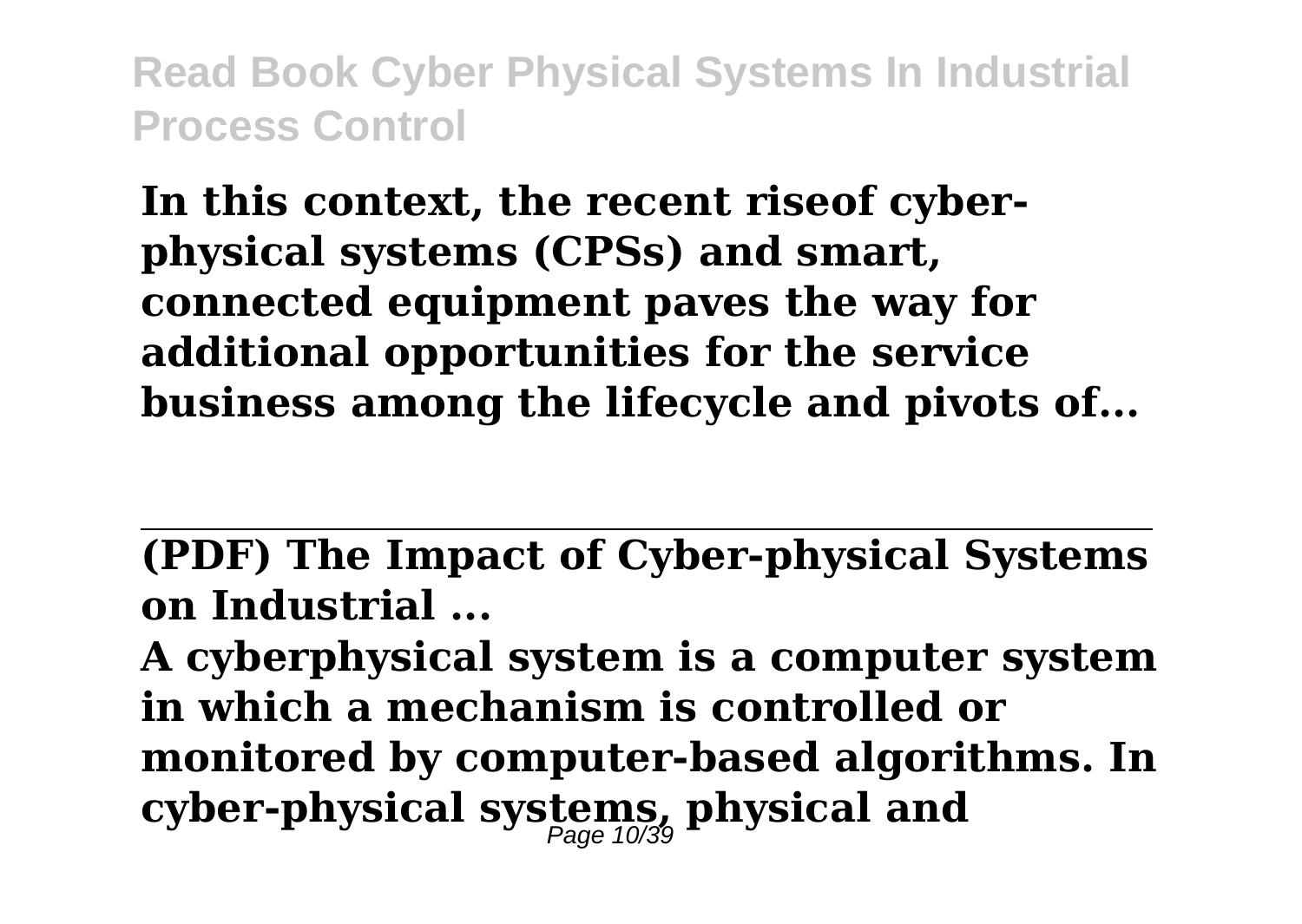**In this context, the recent riseof cyber-physical systems (CPSs) and smart, connected equipment paves the way for additional opportunities for the service business among the lifecycle and pivots of...**

**(PDF) The Impact of Cyber-physical Systems on Industrial ...**

**A cyberphysical system is a computer system in which a mechanism is controlled or monitored by computer-based algorithms. In cyber-physical systems, physical and**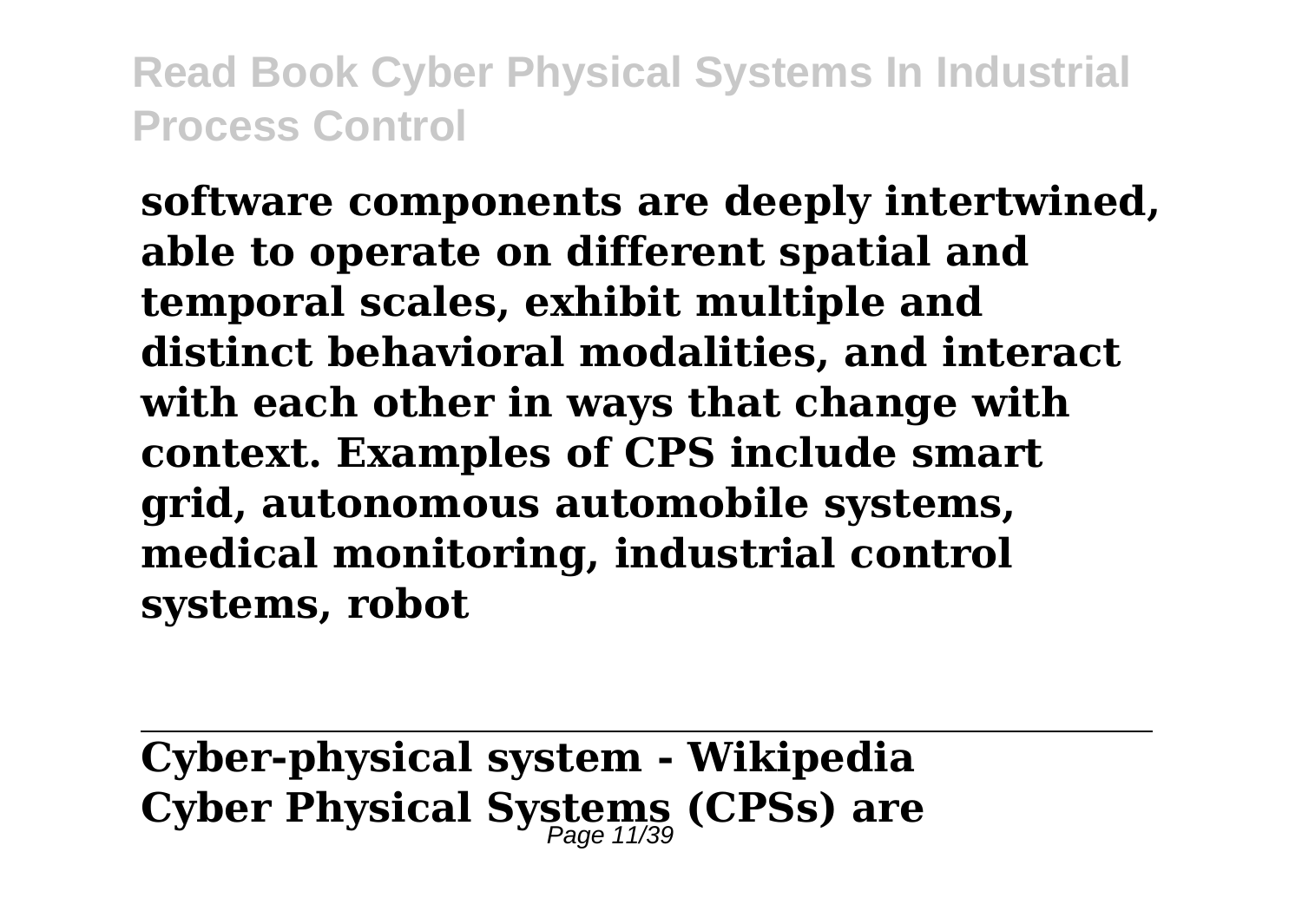**software components are deeply intertwined, able to operate on different spatial and temporal scales, exhibit multiple and distinct behavioral modalities, and interact with each other in ways that change with context. Examples of CPS include smart grid, autonomous automobile systems, medical monitoring, industrial control systems, robot**

---

**Cyber-physical system - Wikipedia**
**Cyber Physical Systems (CPSs) are**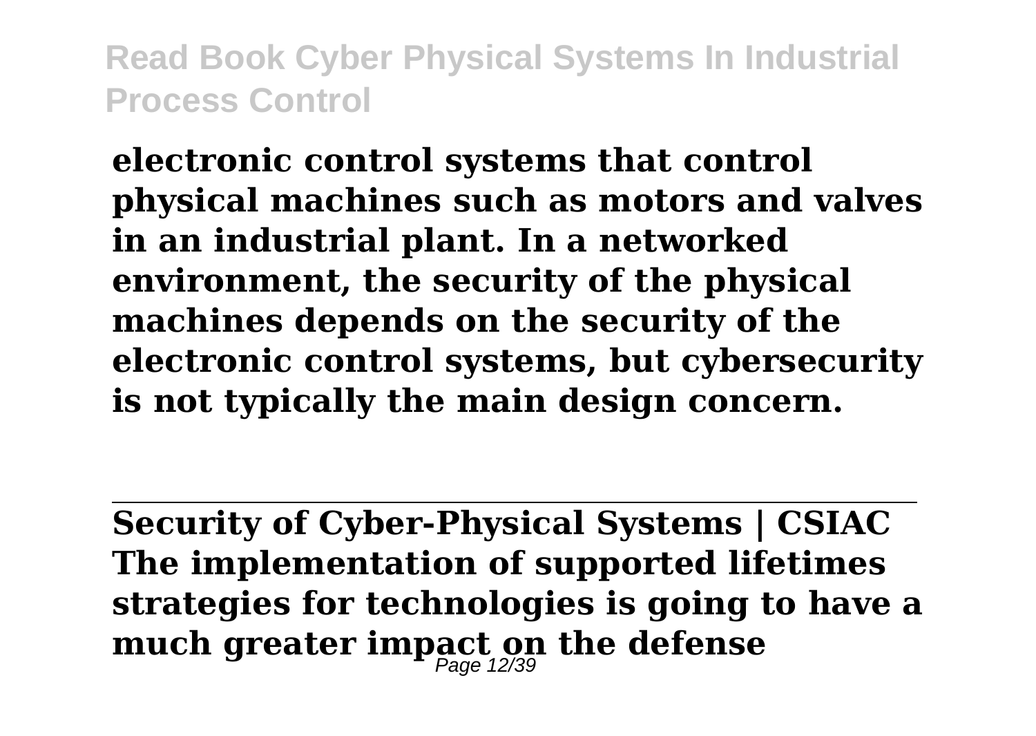**electronic control systems that control physical machines such as motors and valves in an industrial plant. In a networked environment, the security of the physical machines depends on the security of the electronic control systems, but cybersecurity is not typically the main design concern.**

---

**Security of Cyber-Physical Systems | CSIAC**
**The implementation of supported lifetimes strategies for technologies is going to have a much greater impact on the defense**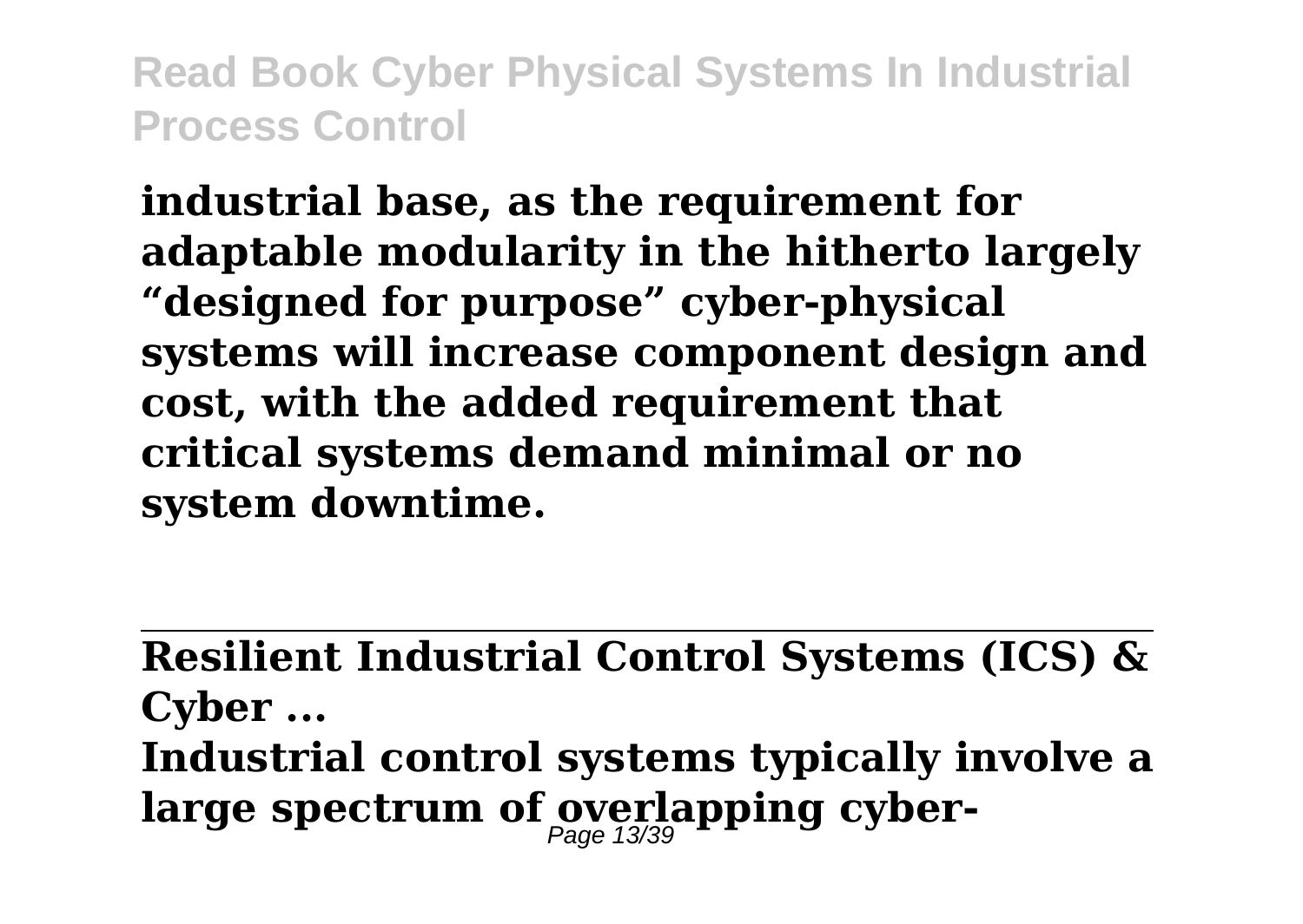**industrial base, as the requirement for adaptable modularity in the hitherto largely "designed for purpose" cyber-physical systems will increase component design and cost, with the added requirement that critical systems demand minimal or no system downtime.**

---

**Resilient Industrial Control Systems (ICS) & Cyber ...**

**Industrial control systems typically involve a large spectrum of overlapping cyber-**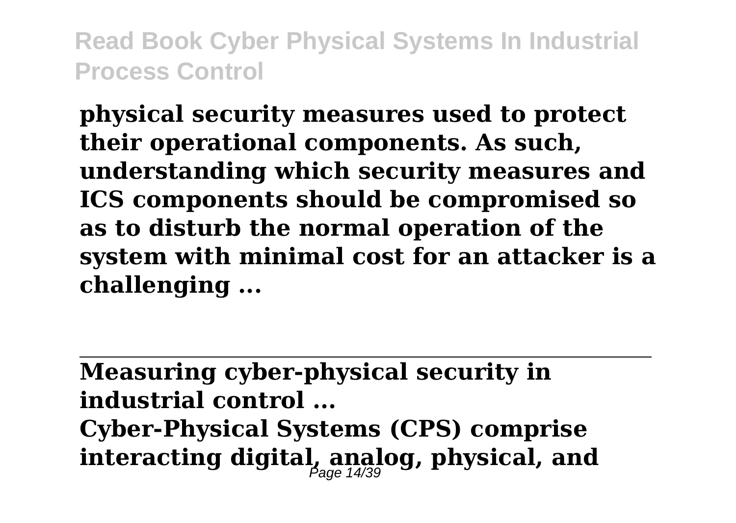**physical security measures used to protect their operational components. As such, understanding which security measures and ICS components should be compromised so as to disturb the normal operation of the system with minimal cost for an attacker is a challenging ...**

---

**Measuring cyber-physical security in industrial control ...**

**Cyber-Physical Systems (CPS) comprise interacting digital, analog, physical, and**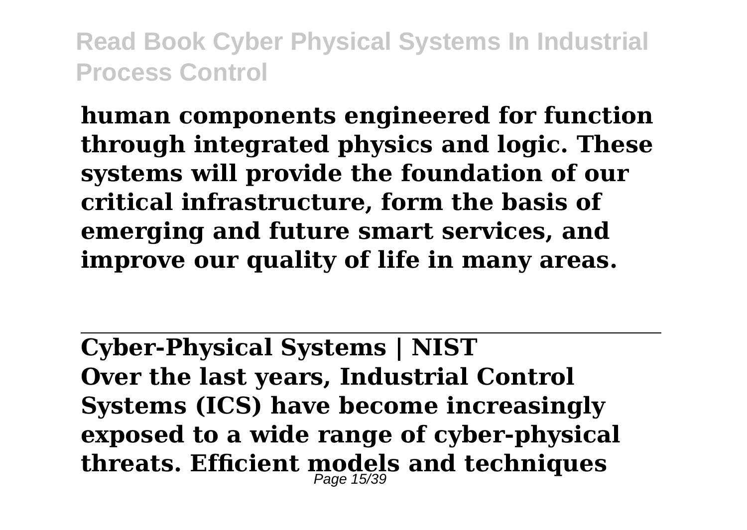**human components engineered for function through integrated physics and logic. These systems will provide the foundation of our critical infrastructure, form the basis of emerging and future smart services, and improve our quality of life in many areas.**

---

**Cyber-Physical Systems | NIST**

**Over the last years, Industrial Control Systems (ICS) have become increasingly exposed to a wide range of cyber-physical threats. Efficient models and techniques**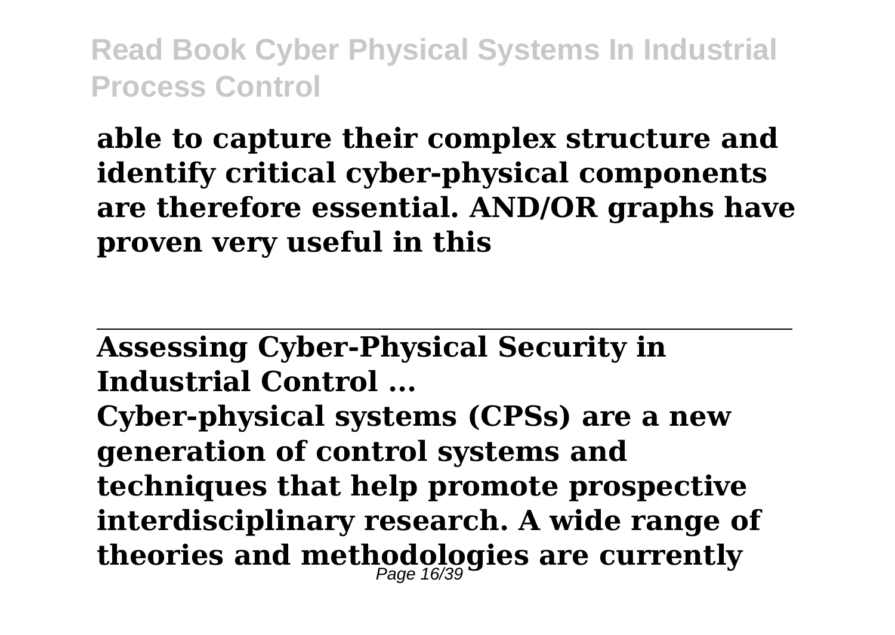**able to capture their complex structure and identify critical cyber-physical components are therefore essential. AND/OR graphs have proven very useful in this**

---

**Assessing Cyber-Physical Security in Industrial Control ...**

**Cyber-physical systems (CPSs) are a new generation of control systems and techniques that help promote prospective interdisciplinary research. A wide range of theories and methodologies are currently**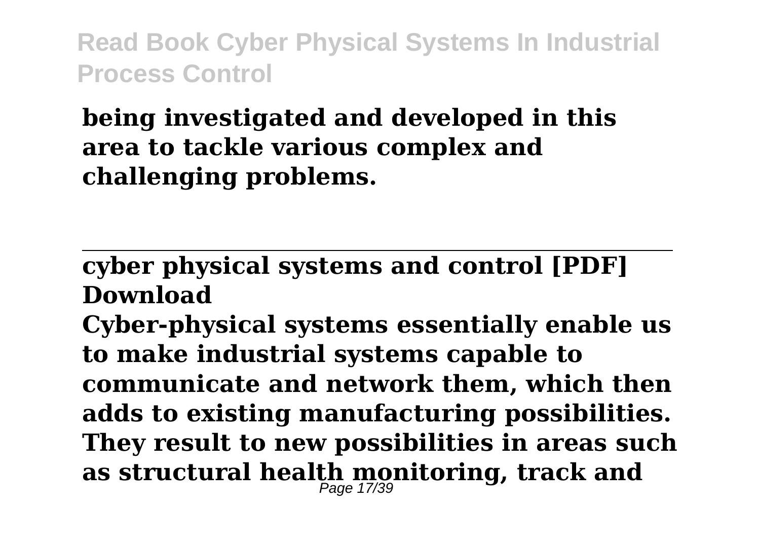**being investigated and developed in this area to tackle various complex and challenging problems.**

---

**cyber physical systems and control [PDF] Download**

**Cyber-physical systems essentially enable us to make industrial systems capable to communicate and network them, which then adds to existing manufacturing possibilities. They result to new possibilities in areas such as structural health monitoring, track and**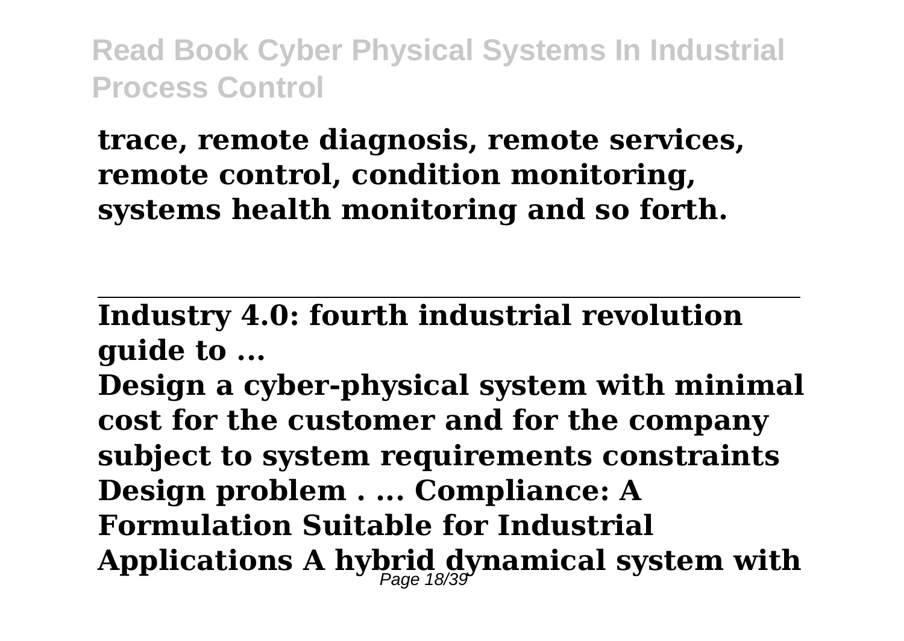**trace, remote diagnosis, remote services, remote control, condition monitoring, systems health monitoring and so forth.**

---

**Industry 4.0: fourth industrial revolution guide to ...**

**Design a cyber-physical system with minimal cost for the customer and for the company subject to system requirements constraints Design problem . ... Compliance: A Formulation Suitable for Industrial Applications A hybrid dynamical system with**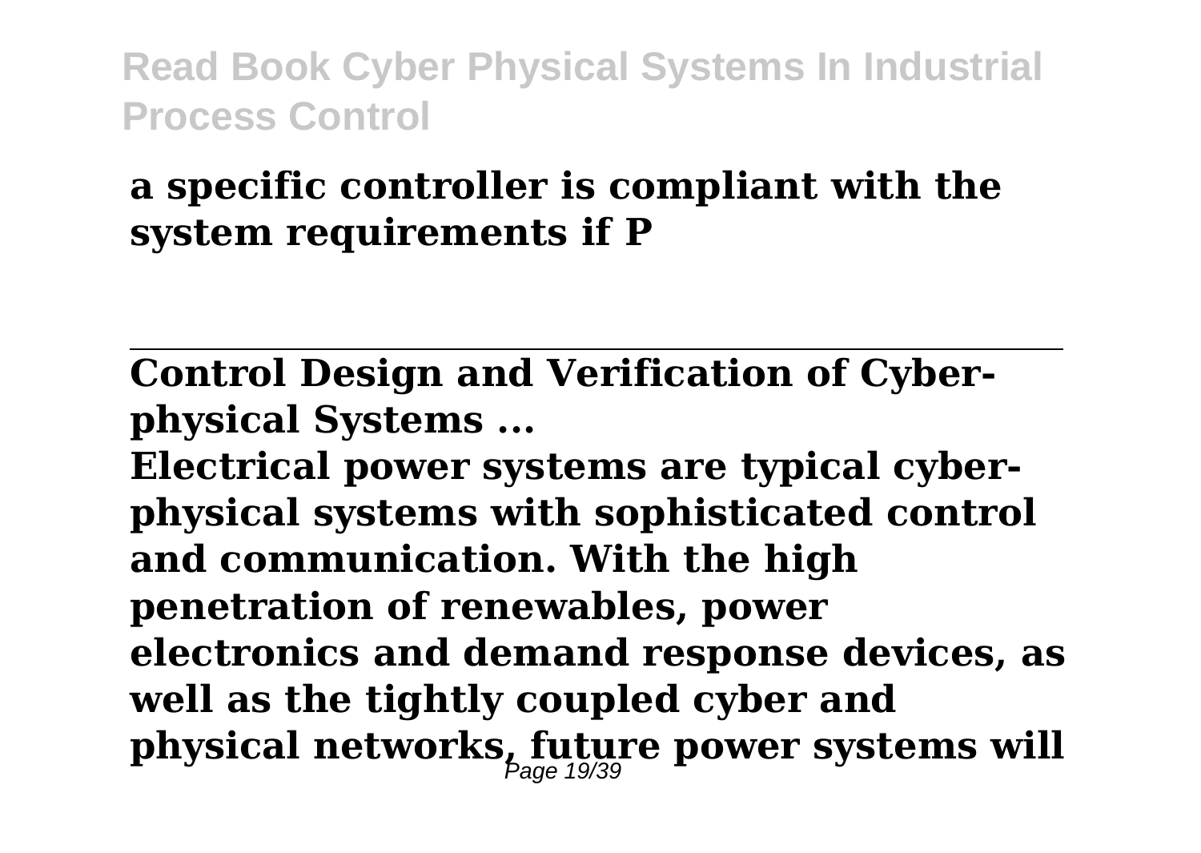**a specific controller is compliant with the system requirements if P**

---

**Control Design and Verification of Cyber-physical Systems ...**

**Electrical power systems are typical cyber-physical systems with sophisticated control and communication. With the high penetration of renewables, power electronics and demand response devices, as well as the tightly coupled cyber and physical networks, future power systems will**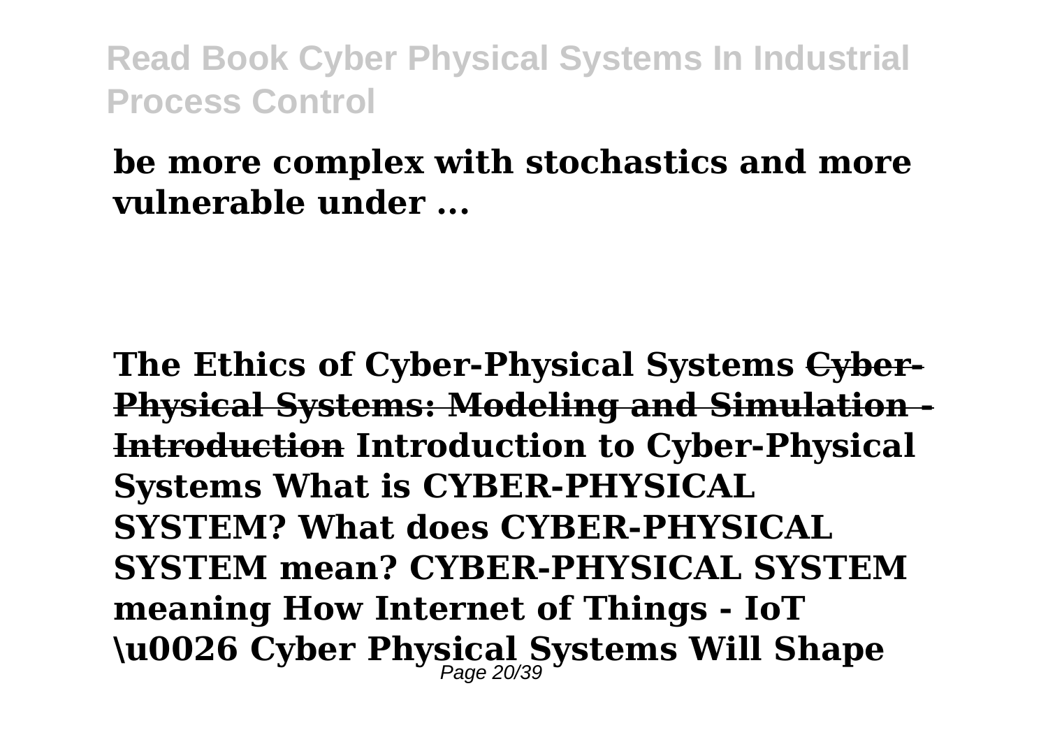**be more complex with stochastics and more vulnerable under ...**

**The Ethics of Cyber-Physical Systems** ~~**Cyber-Physical Systems: Modeling and Simulation - Introduction**~~ **Introduction to Cyber-Physical Systems What is CYBER-PHYSICAL SYSTEM? What does CYBER-PHYSICAL SYSTEM mean? CYBER-PHYSICAL SYSTEM meaning How Internet of Things - IoT \u0026 Cyber Physical Systems Will Shape**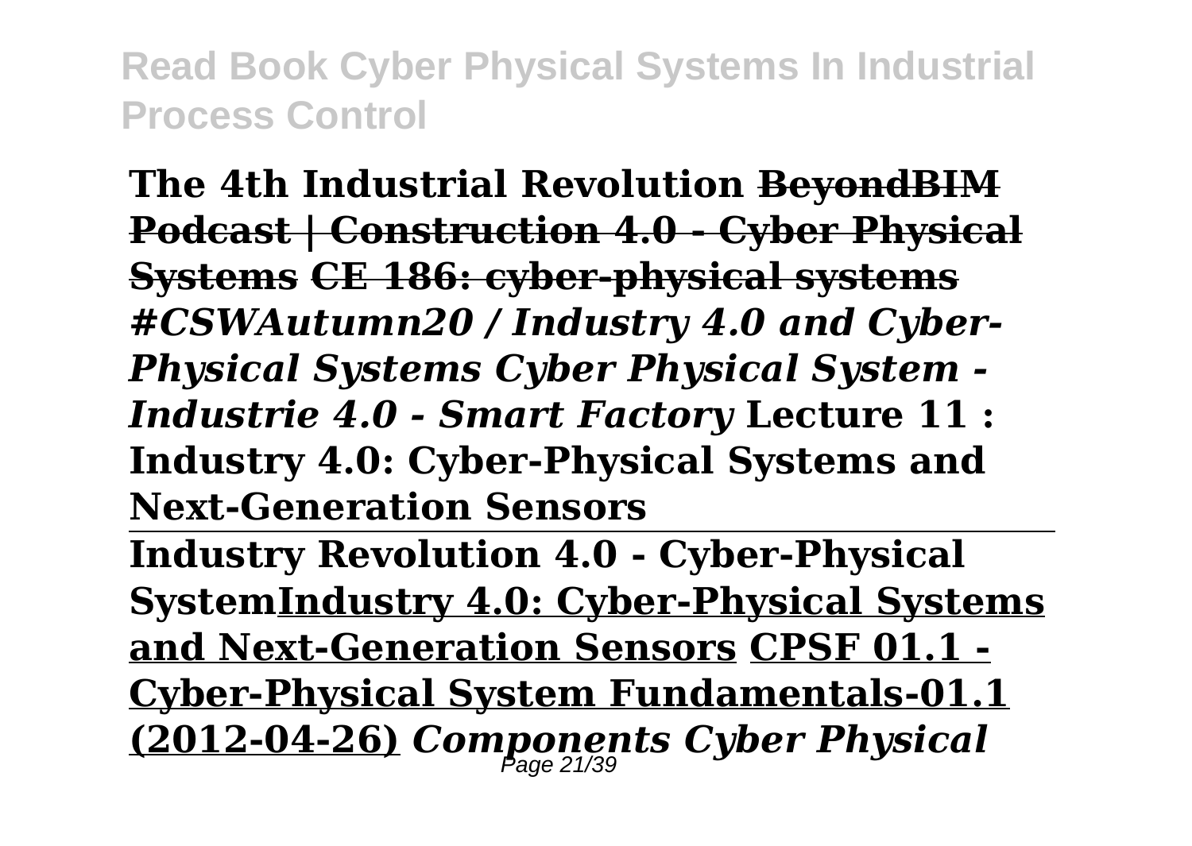**The 4th Industrial Revolution** ~~**BeyondBIM Podcast | Construction 4.0 - Cyber Physical Systems**~~ ~~**CE 186: cyber-physical systems**~~ ***#CSWAutumn20 / Industry 4.0 and Cyber-Physical Systems Cyber Physical System - Industrie 4.0 - Smart Factory*** **Lecture 11 : Industry 4.0: Cyber-Physical Systems and Next-Generation Sensors**

---

**Industry Revolution 4.0 - Cyber-Physical System**<u>**Industry 4.0: Cyber-Physical Systems and Next-Generation Sensors**</u> <u>**CPSF 01.1 - Cyber-Physical System Fundamentals-01.1 (2012-04-26)**</u> ***Components Cyber Physical***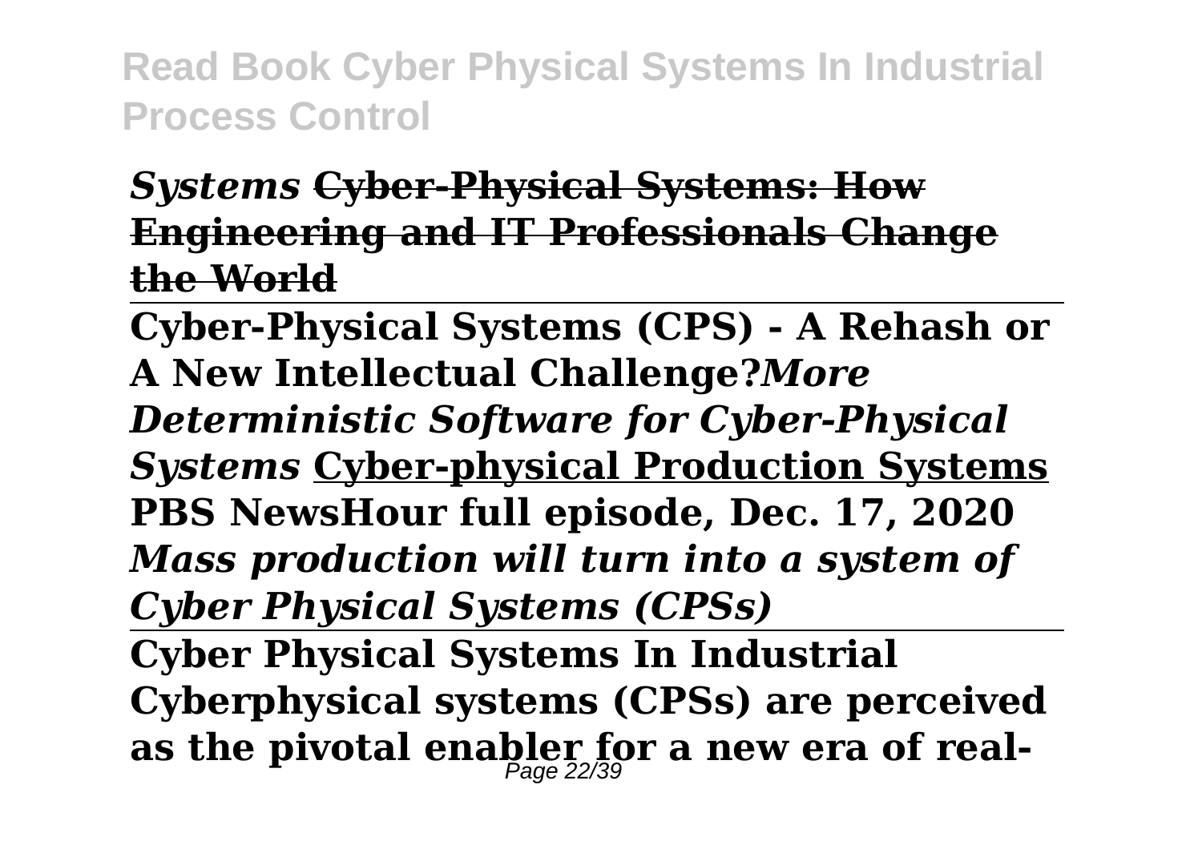*Systems* ~~**Cyber-Physical Systems: How Engineering and IT Professionals Change the World**~~

**Cyber-Physical Systems (CPS) - A Rehash or A New Intellectual Challenge?*****More Deterministic Software for Cyber-Physical Systems*** **Cyber-physical Production Systems**
**PBS NewsHour full episode, Dec. 17, 2020**
***Mass production will turn into a system of Cyber Physical Systems (CPSs)***

**Cyber Physical Systems In Industrial**
**Cyberphysical systems (CPSs) are perceived as the pivotal enabler for a new era of real-**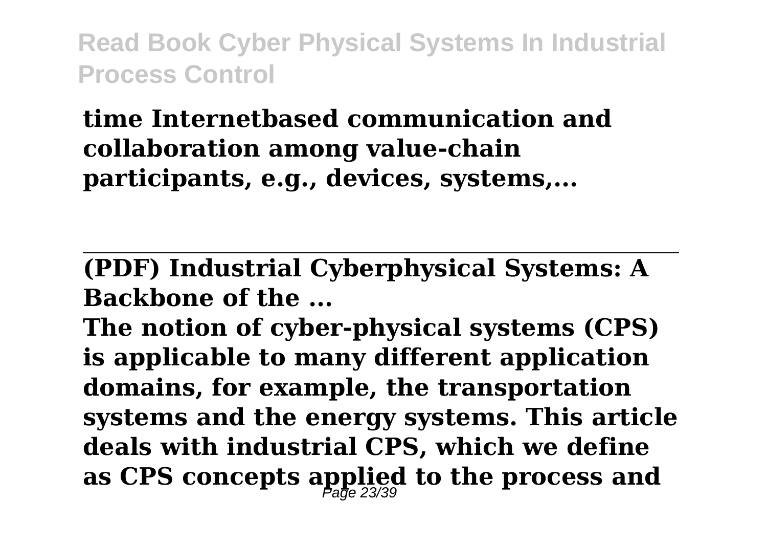**time Internetbased communication and collaboration among value-chain participants, e.g., devices, systems,...**

---

**(PDF) Industrial Cyberphysical Systems: A Backbone of the ...**

**The notion of cyber-physical systems (CPS) is applicable to many different application domains, for example, the transportation systems and the energy systems. This article deals with industrial CPS, which we define as CPS concepts applied to the process and**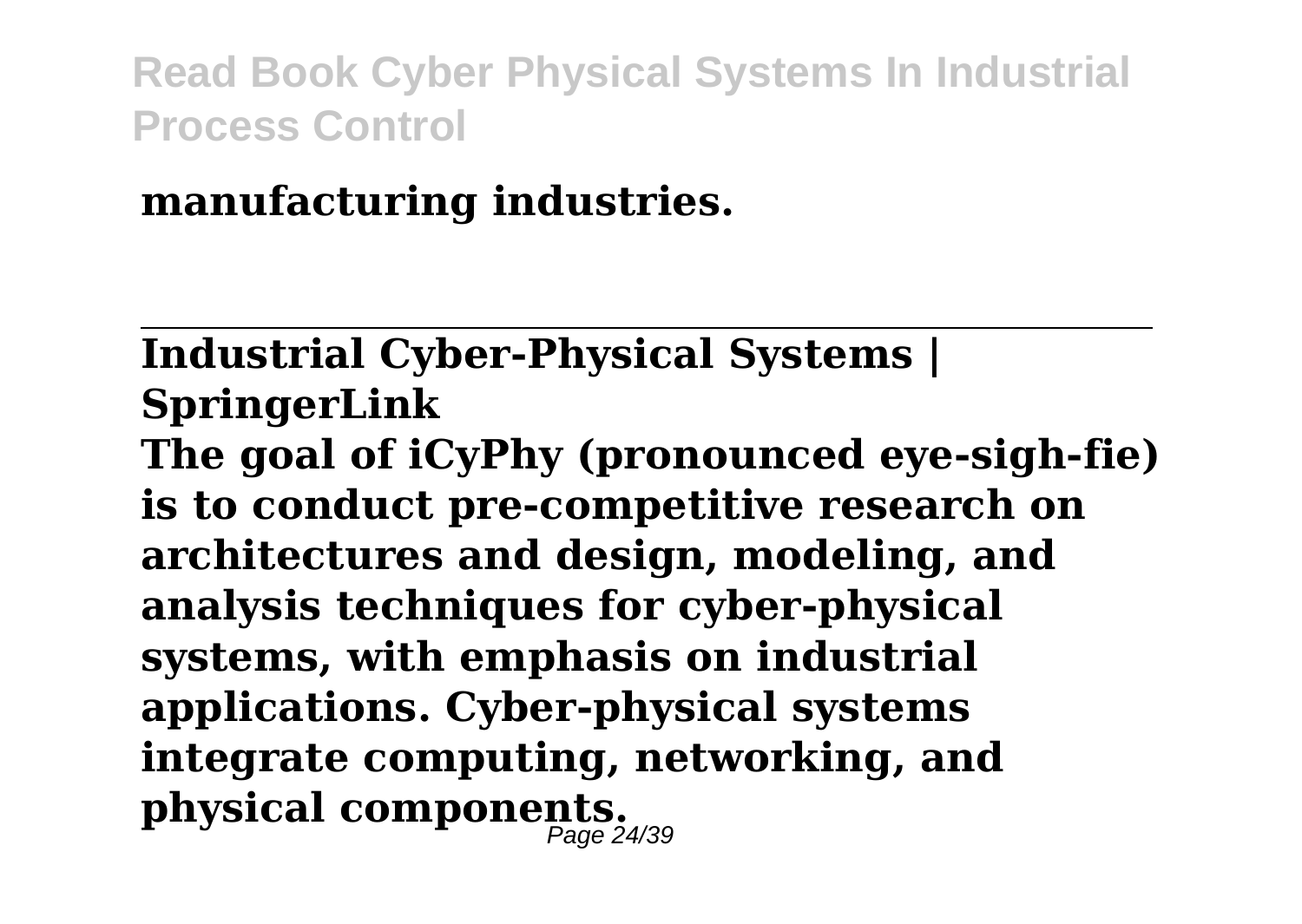**manufacturing industries.**

---

**Industrial Cyber-Physical Systems | SpringerLink**

**The goal of iCyPhy (pronounced eye-sigh-fie) is to conduct pre-competitive research on architectures and design, modeling, and analysis techniques for cyber-physical systems, with emphasis on industrial applications. Cyber-physical systems integrate computing, networking, and physical components.**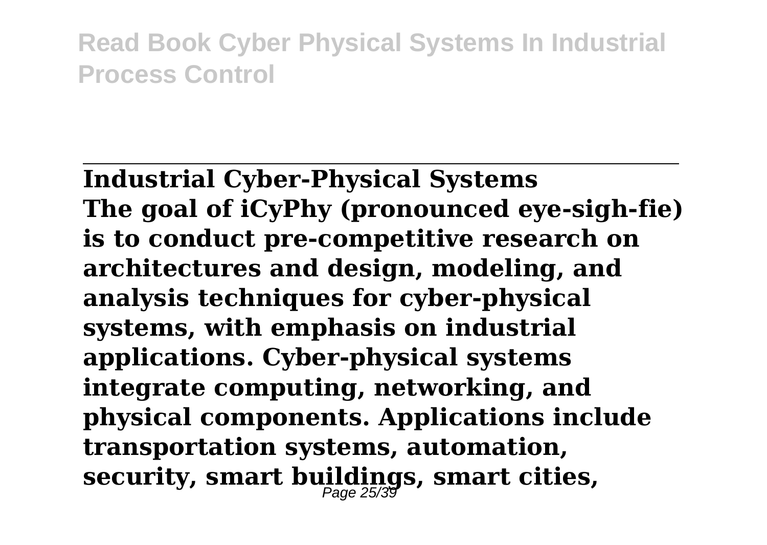## Industrial Cyber-Physical Systems

**The goal of iCyPhy (pronounced eye-sigh-fie) is to conduct pre-competitive research on architectures and design, modeling, and analysis techniques for cyber-physical systems, with emphasis on industrial applications. Cyber-physical systems integrate computing, networking, and physical components. Applications include transportation systems, automation, security, smart buildings, smart cities,**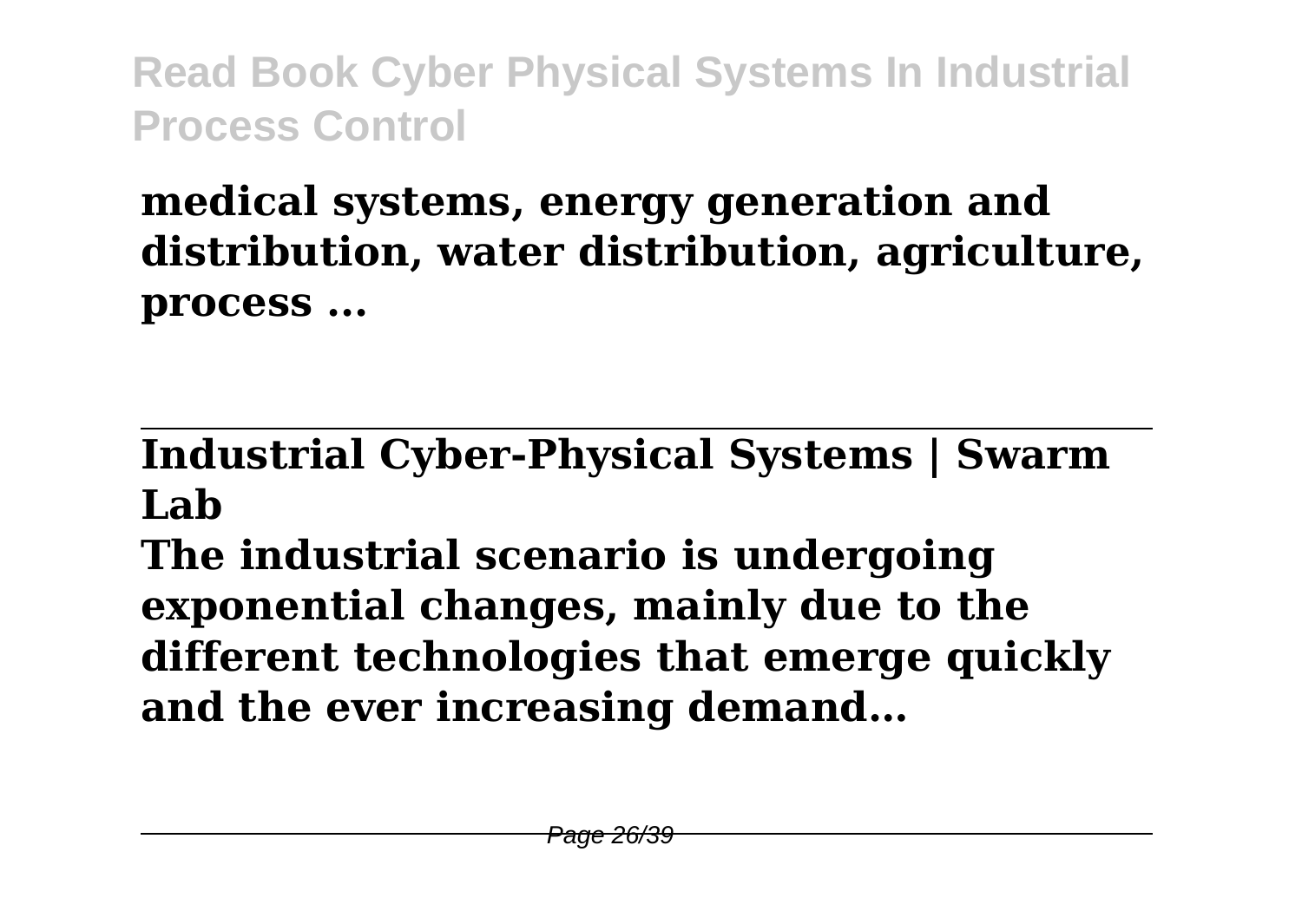**medical systems, energy generation and distribution, water distribution, agriculture, process ...**

---

## Industrial Cyber-Physical Systems | Swarm Lab

**The industrial scenario is undergoing exponential changes, mainly due to the different technologies that emerge quickly and the ever increasing demand…**

---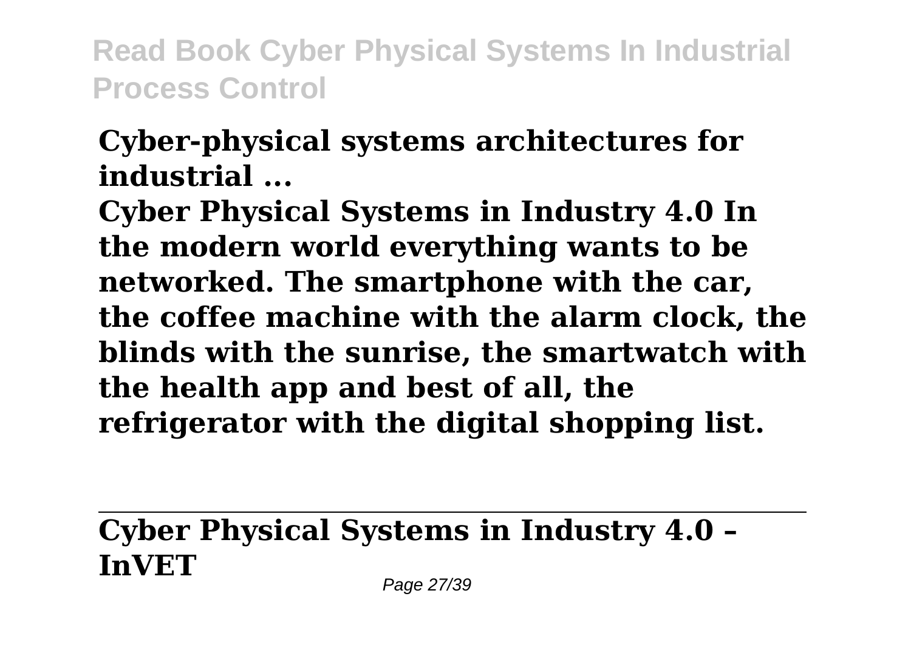**Cyber-physical systems architectures for industrial ...**

**Cyber Physical Systems in Industry 4.0 In the modern world everything wants to be networked. The smartphone with the car, the coffee machine with the alarm clock, the blinds with the sunrise, the smartwatch with the health app and best of all, the refrigerator with the digital shopping list.**

---

**Cyber Physical Systems in Industry 4.0 – InVET**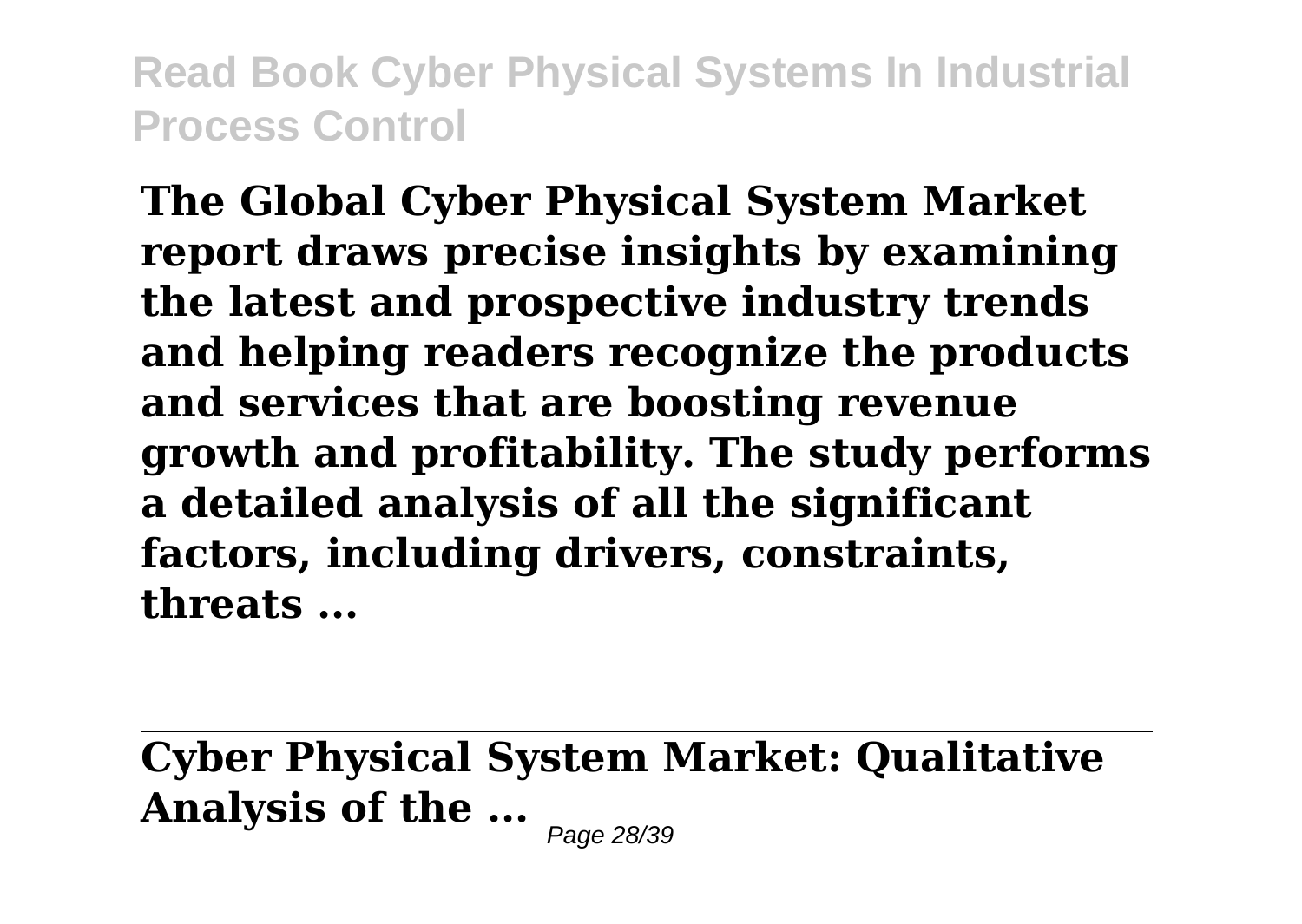**The Global Cyber Physical System Market report draws precise insights by examining the latest and prospective industry trends and helping readers recognize the products and services that are boosting revenue growth and profitability. The study performs a detailed analysis of all the significant factors, including drivers, constraints, threats ...**

---

## Cyber Physical System Market: Qualitative Analysis of the ...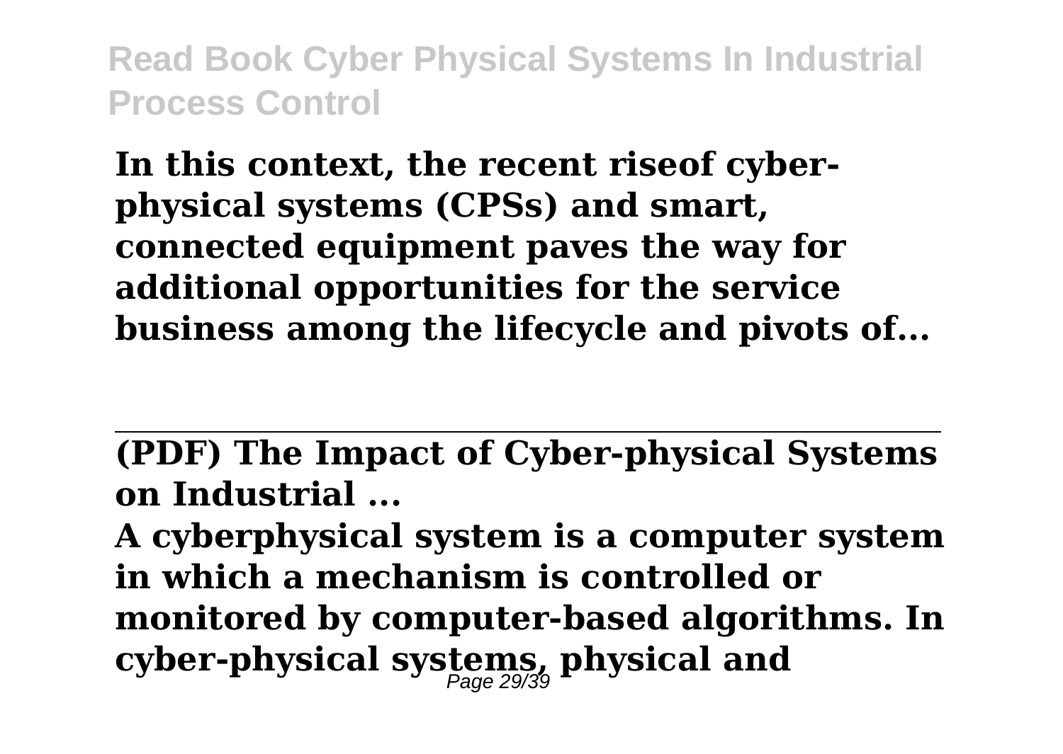**In this context, the recent riseof cyber-physical systems (CPSs) and smart, connected equipment paves the way for additional opportunities for the service business among the lifecycle and pivots of...**

---

**(PDF) The Impact of Cyber-physical Systems on Industrial ...**

**A cyberphysical system is a computer system in which a mechanism is controlled or monitored by computer-based algorithms. In cyber-physical systems, physical and**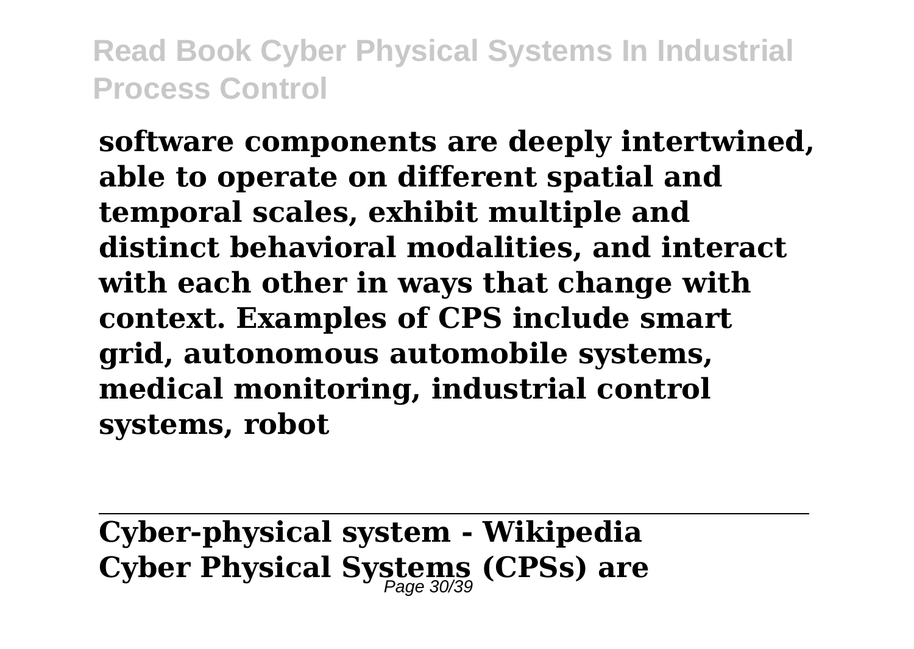**software components are deeply intertwined, able to operate on different spatial and temporal scales, exhibit multiple and distinct behavioral modalities, and interact with each other in ways that change with context. Examples of CPS include smart grid, autonomous automobile systems, medical monitoring, industrial control systems, robot**

---

**Cyber-physical system - Wikipedia**

**Cyber Physical Systems (CPSs) are**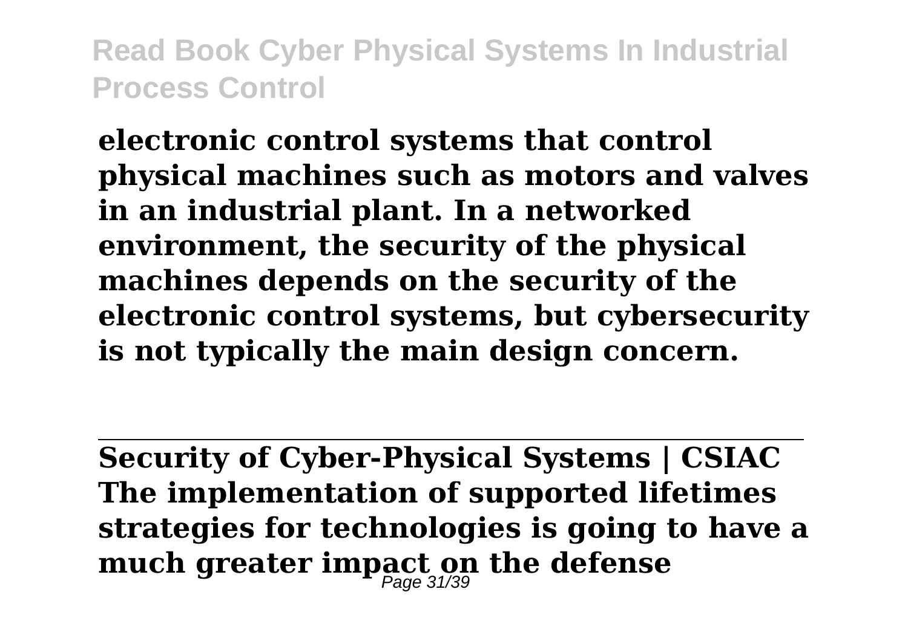**electronic control systems that control physical machines such as motors and valves in an industrial plant. In a networked environment, the security of the physical machines depends on the security of the electronic control systems, but cybersecurity is not typically the main design concern.**

---

**Security of Cyber-Physical Systems | CSIAC**

**The implementation of supported lifetimes strategies for technologies is going to have a much greater impact on the defense**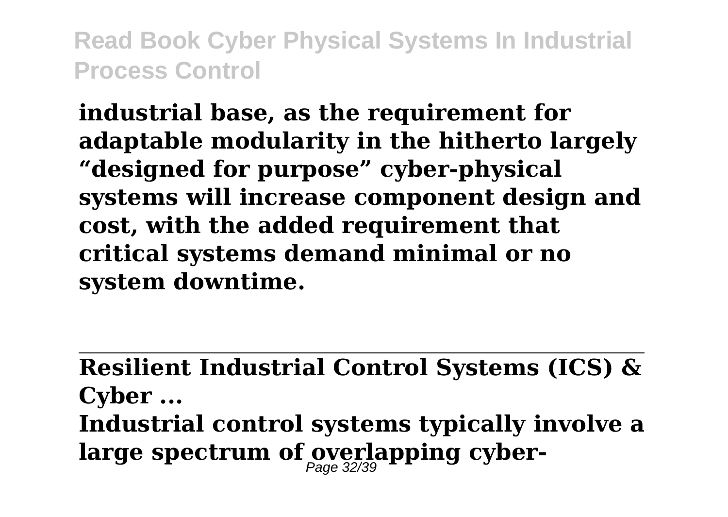**industrial base, as the requirement for adaptable modularity in the hitherto largely "designed for purpose" cyber-physical systems will increase component design and cost, with the added requirement that critical systems demand minimal or no system downtime.**

---

**Resilient Industrial Control Systems (ICS) & Cyber ...**

**Industrial control systems typically involve a large spectrum of overlapping cyber-**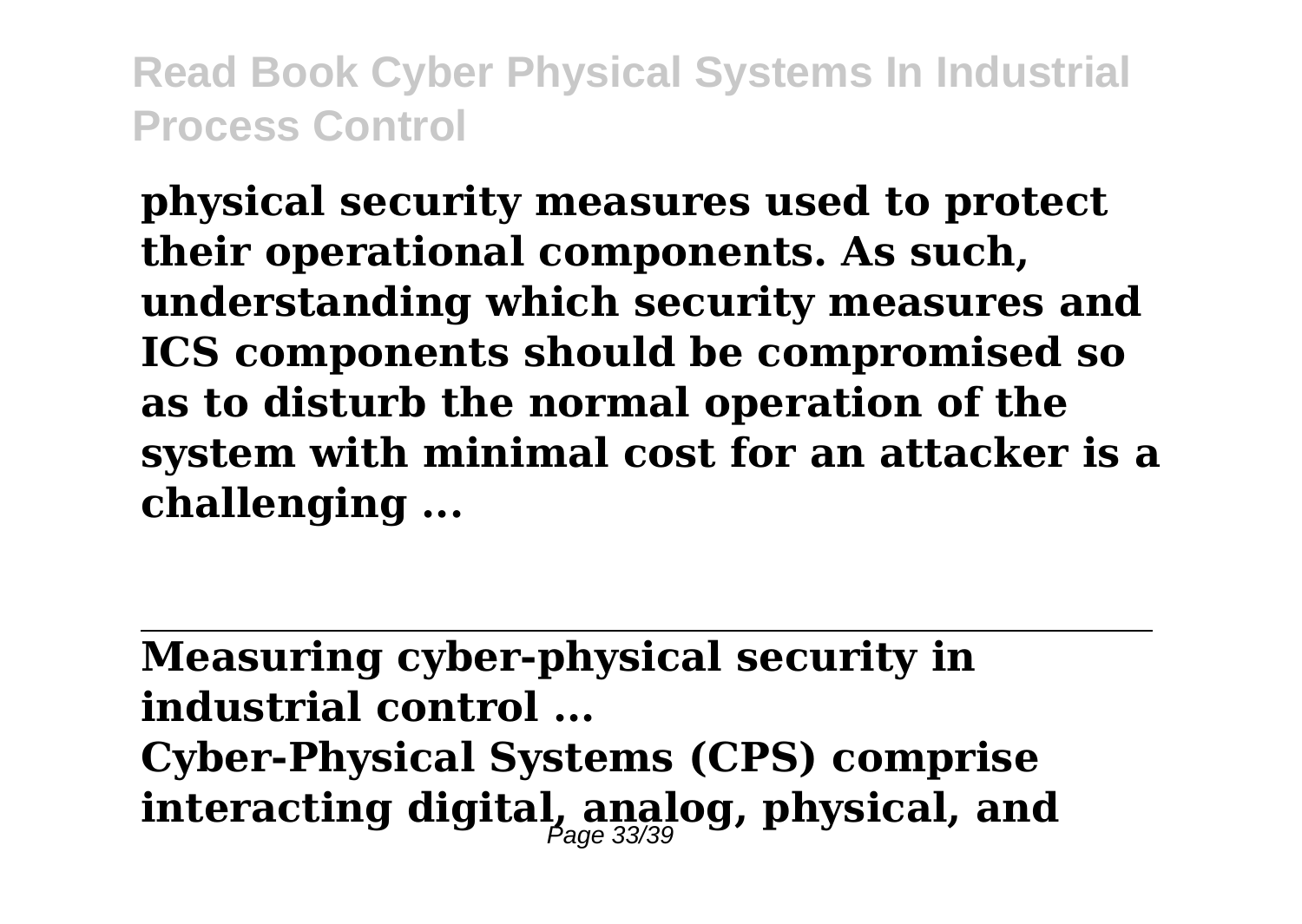**physical security measures used to protect their operational components. As such, understanding which security measures and ICS components should be compromised so as to disturb the normal operation of the system with minimal cost for an attacker is a challenging ...**

---

**Measuring cyber-physical security in industrial control ...**

**Cyber-Physical Systems (CPS) comprise interacting digital, analog, physical, and**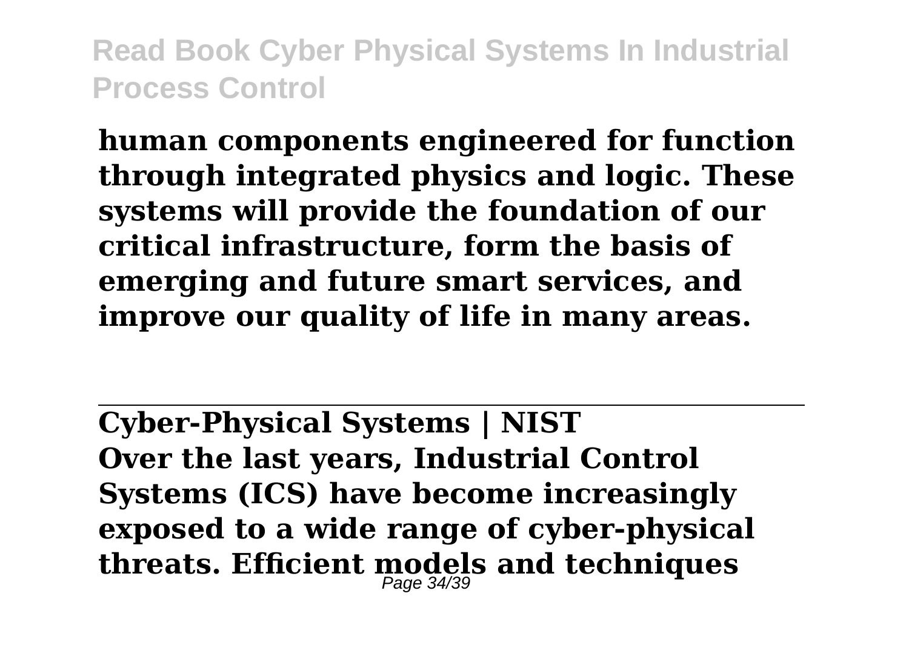**human components engineered for function through integrated physics and logic. These systems will provide the foundation of our critical infrastructure, form the basis of emerging and future smart services, and improve our quality of life in many areas.**

---

**Cyber-Physical Systems | NIST**

**Over the last years, Industrial Control Systems (ICS) have become increasingly exposed to a wide range of cyber-physical threats. Efficient models and techniques**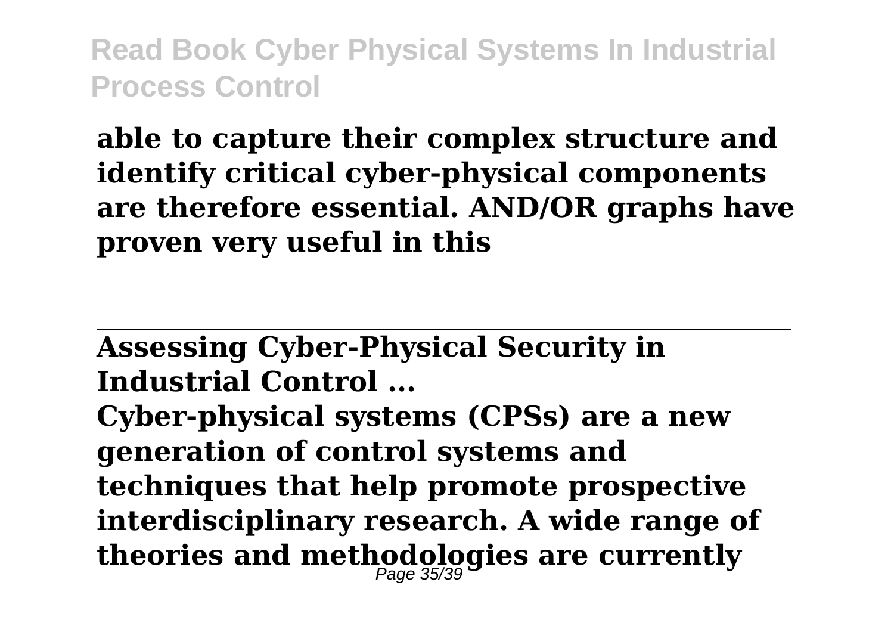**able to capture their complex structure and identify critical cyber-physical components are therefore essential. AND/OR graphs have proven very useful in this**

---

**Assessing Cyber-Physical Security in Industrial Control ...**

**Cyber-physical systems (CPSs) are a new generation of control systems and techniques that help promote prospective interdisciplinary research. A wide range of theories and methodologies are currently**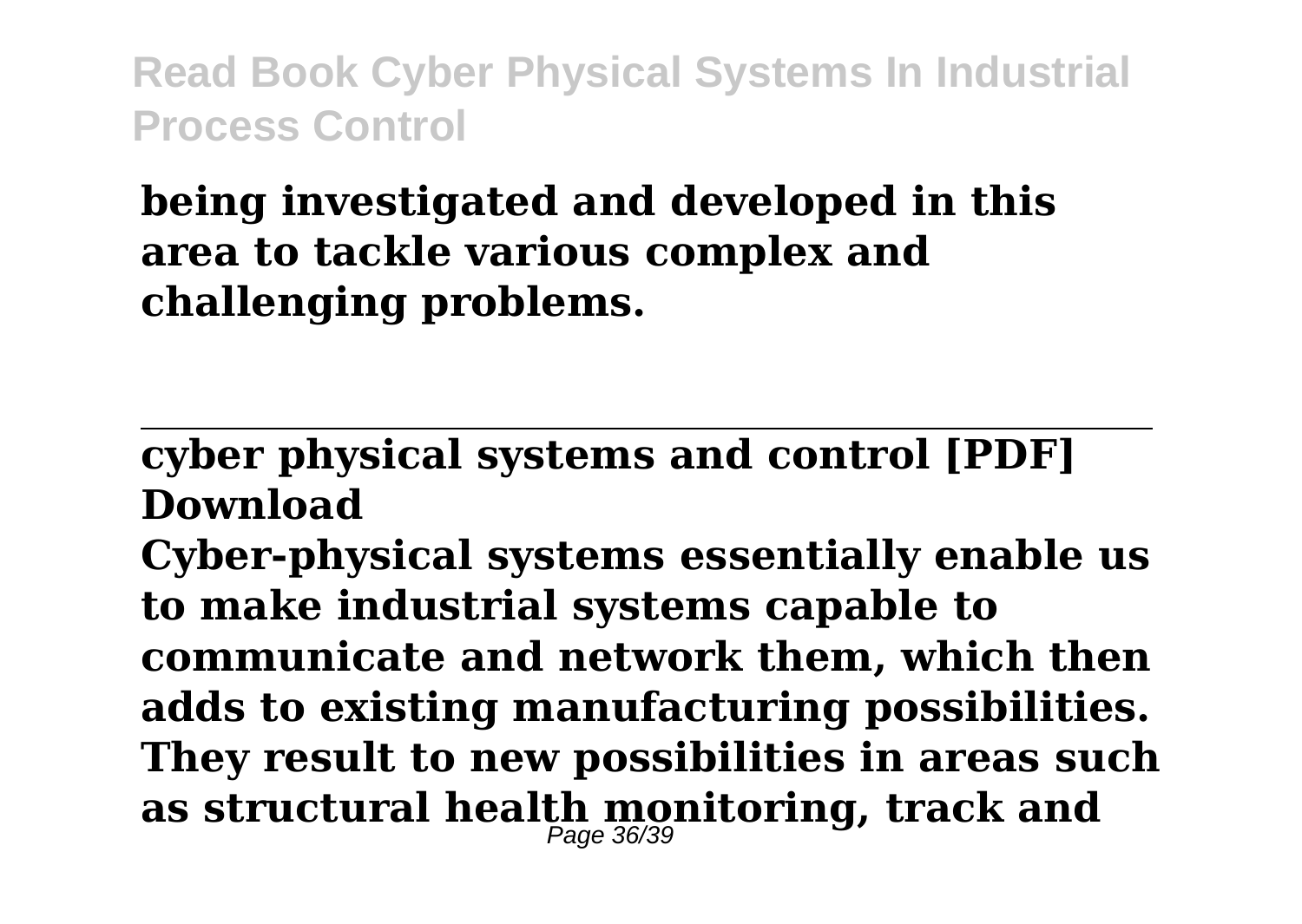**being investigated and developed in this area to tackle various complex and challenging problems.**

---

**cyber physical systems and control [PDF] Download**

**Cyber-physical systems essentially enable us to make industrial systems capable to communicate and network them, which then adds to existing manufacturing possibilities. They result to new possibilities in areas such as structural health monitoring, track and**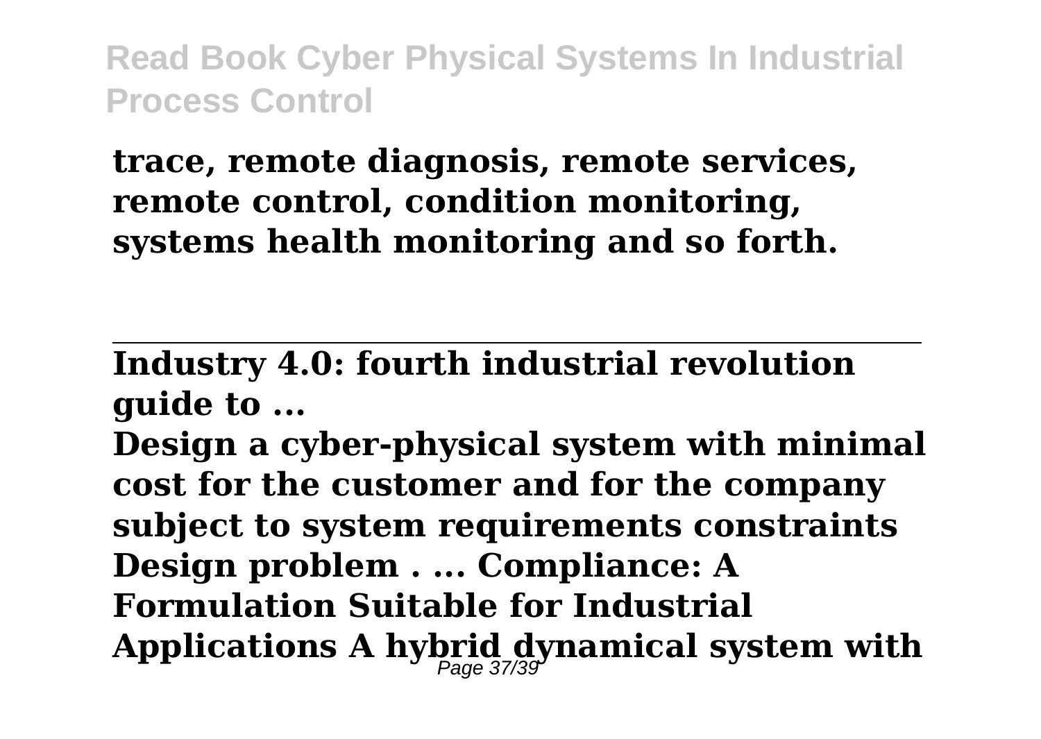**trace, remote diagnosis, remote services, remote control, condition monitoring, systems health monitoring and so forth.**

---

**Industry 4.0: fourth industrial revolution guide to ...**

**Design a cyber-physical system with minimal cost for the customer and for the company subject to system requirements constraints Design problem . ... Compliance: A Formulation Suitable for Industrial Applications A hybrid dynamical system with**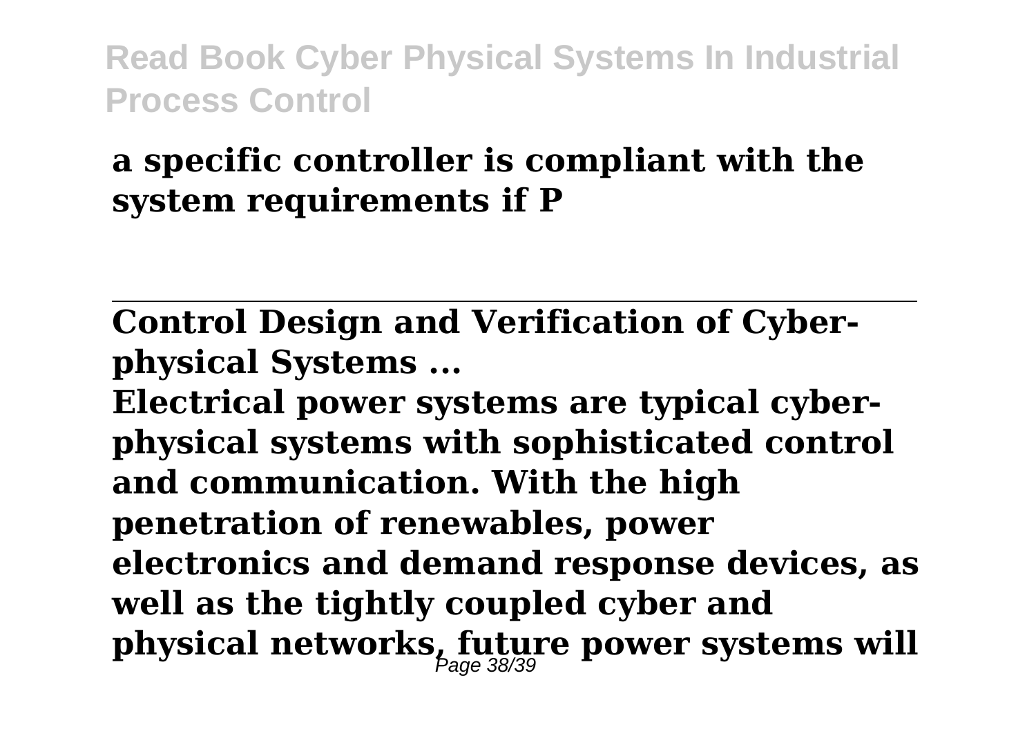**a specific controller is compliant with the system requirements if P**

---

**Control Design and Verification of Cyber-physical Systems ...**

**Electrical power systems are typical cyber-physical systems with sophisticated control and communication. With the high penetration of renewables, power electronics and demand response devices, as well as the tightly coupled cyber and physical networks, future power systems will**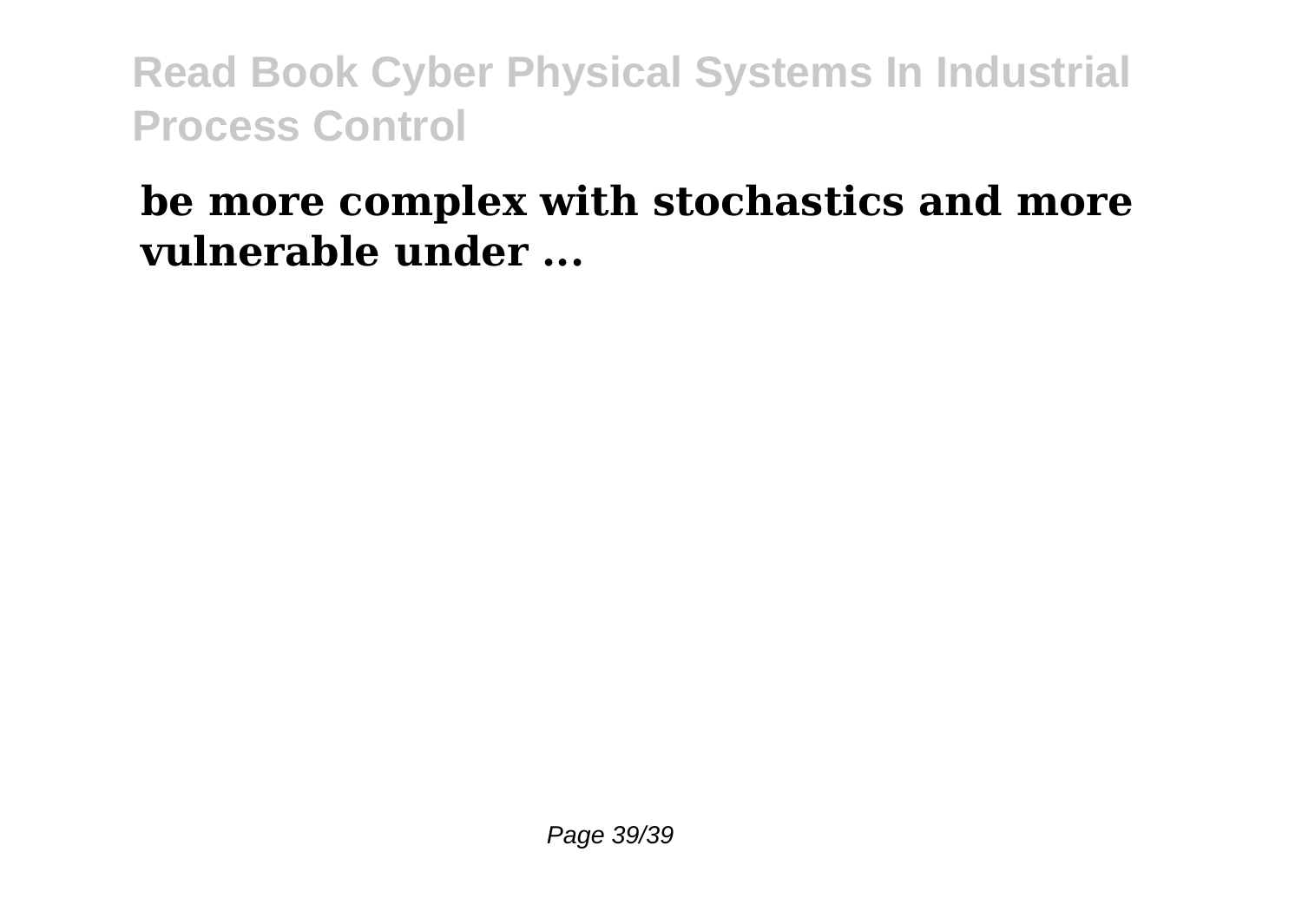**be more complex with stochastics and more vulnerable under ...**